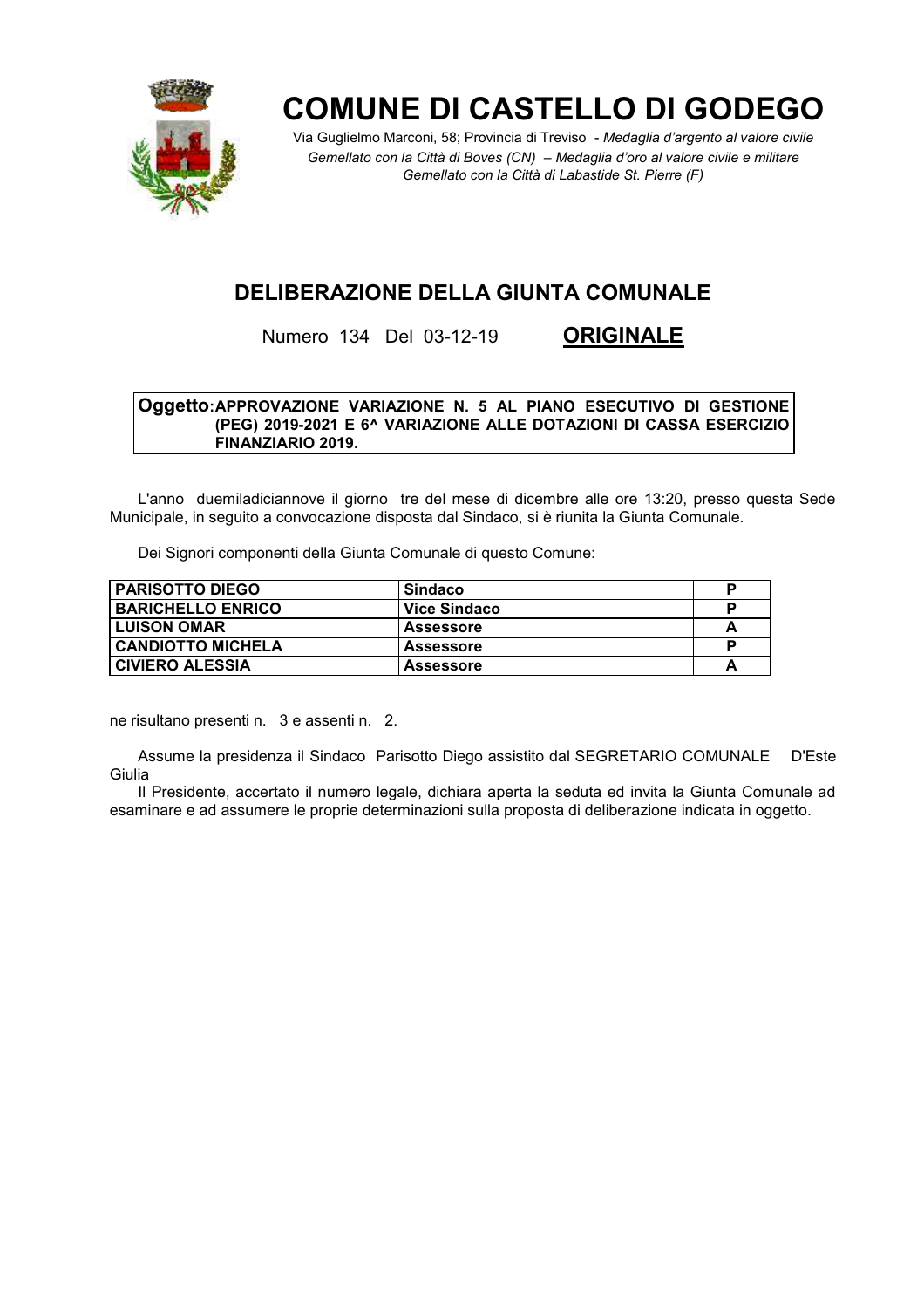# COMUNE DI CASTELLO DI GODEGO

Via Guglielmo Marconi, 58; Provincia di Treviso - *Medaglia d'argento al valore civile*
*Gemellato con la Città di Boves (CN) – Medaglia d'oro al valore civile e militare*
*Gemellato con la Città di Labastide St. Pierre (F)*

## DELIBERAZIONE DELLA GIUNTA COMUNALE

Numero 134 Del 03-12-19 **ORIGINALE**

**Oggetto: APPROVAZIONE VARIAZIONE N. 5 AL PIANO ESECUTIVO DI GESTIONE (PEG) 2019-2021 E 6^ VARIAZIONE ALLE DOTAZIONI DI CASSA ESERCIZIO FINANZIARIO 2019.**

L'anno duemiladiciannove il giorno tre del mese di dicembre alle ore 13:20, presso questa Sede Municipale, in seguito a convocazione disposta dal Sindaco, si è riunita la Giunta Comunale.

Dei Signori componenti della Giunta Comunale di questo Comune:

| | | |
|---|---|---|
| **PARISOTTO DIEGO** | **Sindaco** | **P** |
| **BARICHELLO ENRICO** | **Vice Sindaco** | **P** |
| **LUISON OMAR** | **Assessore** | **A** |
| **CANDIOTTO MICHELA** | **Assessore** | **P** |
| **CIVIERO ALESSIA** | **Assessore** | **A** |

ne risultano presenti n. 3 e assenti n. 2.

Assume la presidenza il Sindaco Parisotto Diego assistito dal SEGRETARIO COMUNALE D'Este Giulia

Il Presidente, accertato il numero legale, dichiara aperta la seduta ed invita la Giunta Comunale ad esaminare e ad assumere le proprie determinazioni sulla proposta di deliberazione indicata in oggetto.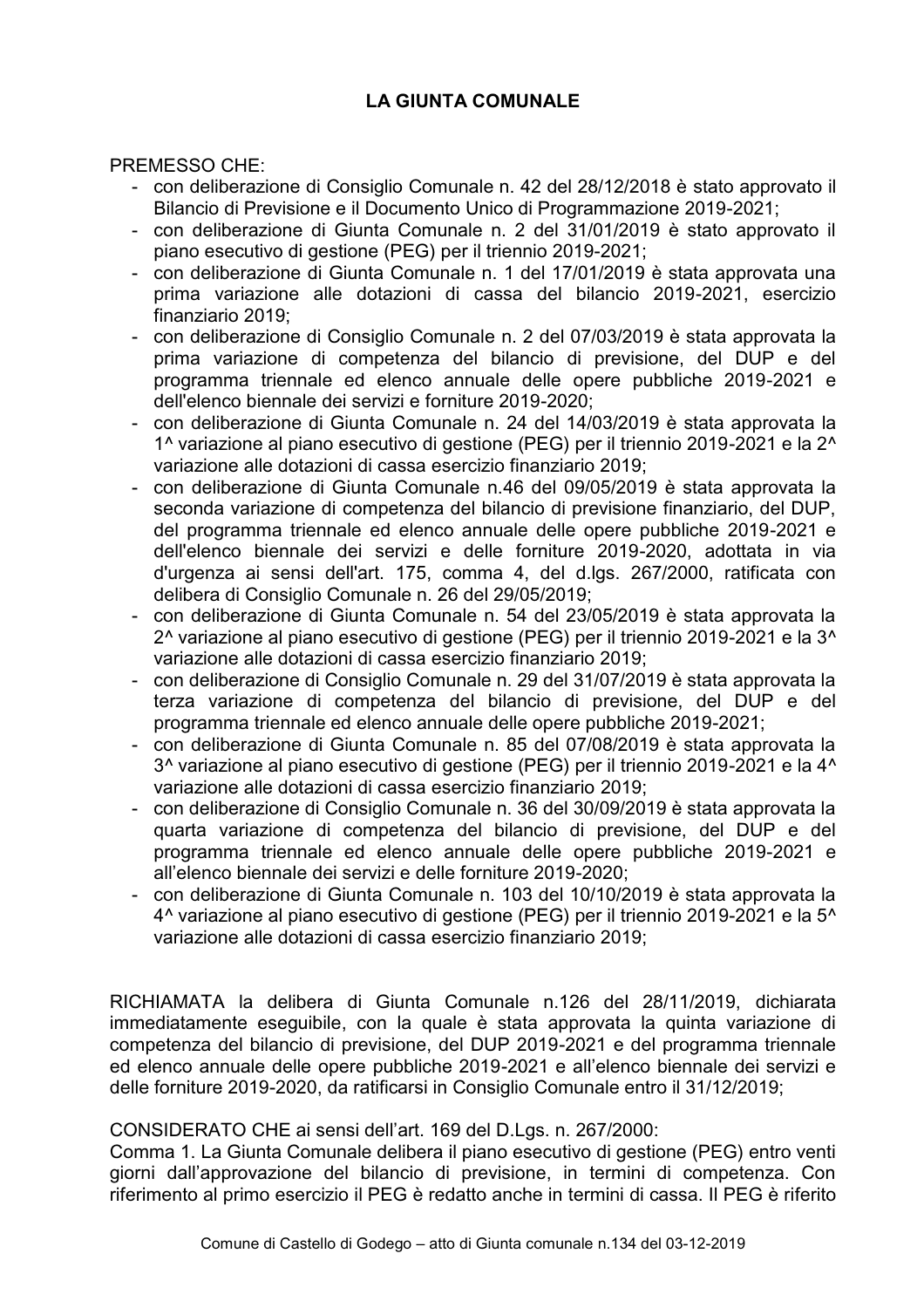**LA GIUNTA COMUNALE**

PREMESSO CHE:

- con deliberazione di Consiglio Comunale n. 42 del 28/12/2018 è stato approvato il Bilancio di Previsione e il Documento Unico di Programmazione 2019-2021;
- con deliberazione di Giunta Comunale n. 2 del 31/01/2019 è stato approvato il piano esecutivo di gestione (PEG) per il triennio 2019-2021;
- con deliberazione di Giunta Comunale n. 1 del 17/01/2019 è stata approvata una prima variazione alle dotazioni di cassa del bilancio 2019-2021, esercizio finanziario 2019;
- con deliberazione di Consiglio Comunale n. 2 del 07/03/2019 è stata approvata la prima variazione di competenza del bilancio di previsione, del DUP e del programma triennale ed elenco annuale delle opere pubbliche 2019-2021 e dell'elenco biennale dei servizi e forniture 2019-2020;
- con deliberazione di Giunta Comunale n. 24 del 14/03/2019 è stata approvata la 1^ variazione al piano esecutivo di gestione (PEG) per il triennio 2019-2021 e la 2^ variazione alle dotazioni di cassa esercizio finanziario 2019;
- con deliberazione di Giunta Comunale n.46 del 09/05/2019 è stata approvata la seconda variazione di competenza del bilancio di previsione finanziario, del DUP, del programma triennale ed elenco annuale delle opere pubbliche 2019-2021 e dell'elenco biennale dei servizi e delle forniture 2019-2020, adottata in via d'urgenza ai sensi dell'art. 175, comma 4, del d.lgs. 267/2000, ratificata con delibera di Consiglio Comunale n. 26 del 29/05/2019;
- con deliberazione di Giunta Comunale n. 54 del 23/05/2019 è stata approvata la 2^ variazione al piano esecutivo di gestione (PEG) per il triennio 2019-2021 e la 3^ variazione alle dotazioni di cassa esercizio finanziario 2019;
- con deliberazione di Consiglio Comunale n. 29 del 31/07/2019 è stata approvata la terza variazione di competenza del bilancio di previsione, del DUP e del programma triennale ed elenco annuale delle opere pubbliche 2019-2021;
- con deliberazione di Giunta Comunale n. 85 del 07/08/2019 è stata approvata la 3^ variazione al piano esecutivo di gestione (PEG) per il triennio 2019-2021 e la 4^ variazione alle dotazioni di cassa esercizio finanziario 2019;
- con deliberazione di Consiglio Comunale n. 36 del 30/09/2019 è stata approvata la quarta variazione di competenza del bilancio di previsione, del DUP e del programma triennale ed elenco annuale delle opere pubbliche 2019-2021 e all'elenco biennale dei servizi e delle forniture 2019-2020;
- con deliberazione di Giunta Comunale n. 103 del 10/10/2019 è stata approvata la 4^ variazione al piano esecutivo di gestione (PEG) per il triennio 2019-2021 e la 5^ variazione alle dotazioni di cassa esercizio finanziario 2019;

RICHIAMATA la delibera di Giunta Comunale n.126 del 28/11/2019, dichiarata immediatamente eseguibile, con la quale è stata approvata la quinta variazione di competenza del bilancio di previsione, del DUP 2019-2021 e del programma triennale ed elenco annuale delle opere pubbliche 2019-2021 e all'elenco biennale dei servizi e delle forniture 2019-2020, da ratificarsi in Consiglio Comunale entro il 31/12/2019;

CONSIDERATO CHE ai sensi dell'art. 169 del D.Lgs. n. 267/2000:
Comma 1. La Giunta Comunale delibera il piano esecutivo di gestione (PEG) entro venti giorni dall'approvazione del bilancio di previsione, in termini di competenza. Con riferimento al primo esercizio il PEG è redatto anche in termini di cassa. Il PEG è riferito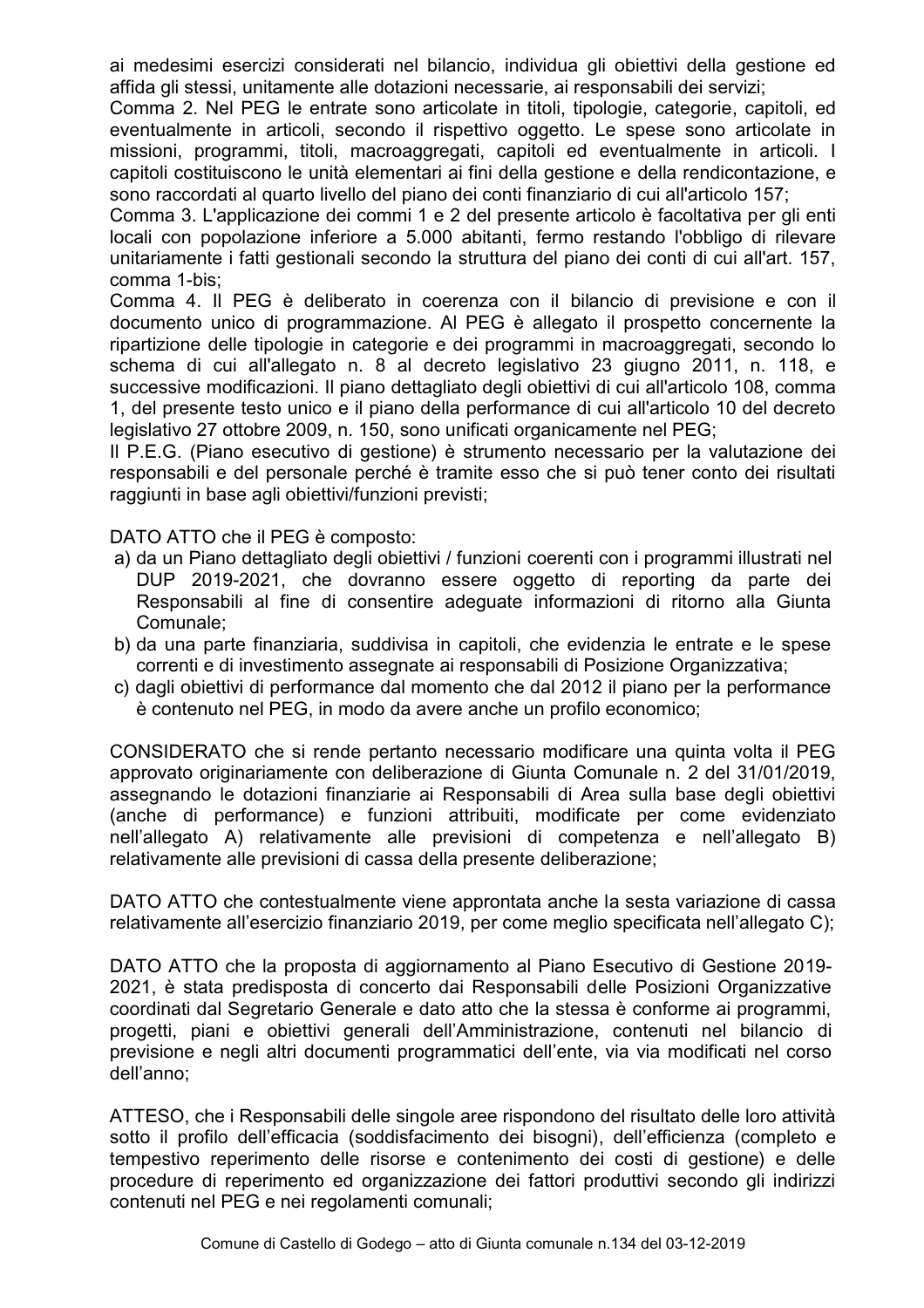ai medesimi esercizi considerati nel bilancio, individua gli obiettivi della gestione ed affida gli stessi, unitamente alle dotazioni necessarie, ai responsabili dei servizi;
Comma 2. Nel PEG le entrate sono articolate in titoli, tipologie, categorie, capitoli, ed eventualmente in articoli, secondo il rispettivo oggetto. Le spese sono articolate in missioni, programmi, titoli, macroaggregati, capitoli ed eventualmente in articoli. I capitoli costituiscono le unità elementari ai fini della gestione e della rendicontazione, e sono raccordati al quarto livello del piano dei conti finanziario di cui all'articolo 157;
Comma 3. L'applicazione dei commi 1 e 2 del presente articolo è facoltativa per gli enti locali con popolazione inferiore a 5.000 abitanti, fermo restando l'obbligo di rilevare unitariamente i fatti gestionali secondo la struttura del piano dei conti di cui all'art. 157, comma 1-bis;
Comma 4. Il PEG è deliberato in coerenza con il bilancio di previsione e con il documento unico di programmazione. Al PEG è allegato il prospetto concernente la ripartizione delle tipologie in categorie e dei programmi in macroaggregati, secondo lo schema di cui all'allegato n. 8 al decreto legislativo 23 giugno 2011, n. 118, e successive modificazioni. Il piano dettagliato degli obiettivi di cui all'articolo 108, comma 1, del presente testo unico e il piano della performance di cui all'articolo 10 del decreto legislativo 27 ottobre 2009, n. 150, sono unificati organicamente nel PEG;
Il P.E.G. (Piano esecutivo di gestione) è strumento necessario per la valutazione dei responsabili e del personale perché è tramite esso che si può tener conto dei risultati raggiunti in base agli obiettivi/funzioni previsti;

DATO ATTO che il PEG è composto:

a) da un Piano dettagliato degli obiettivi / funzioni coerenti con i programmi illustrati nel DUP 2019-2021, che dovranno essere oggetto di reporting da parte dei Responsabili al fine di consentire adeguate informazioni di ritorno alla Giunta Comunale;
b) da una parte finanziaria, suddivisa in capitoli, che evidenzia le entrate e le spese correnti e di investimento assegnate ai responsabili di Posizione Organizzativa;
c) dagli obiettivi di performance dal momento che dal 2012 il piano per la performance è contenuto nel PEG, in modo da avere anche un profilo economico;

CONSIDERATO che si rende pertanto necessario modificare una quinta volta il PEG approvato originariamente con deliberazione di Giunta Comunale n. 2 del 31/01/2019, assegnando le dotazioni finanziarie ai Responsabili di Area sulla base degli obiettivi (anche di performance) e funzioni attribuiti, modificate per come evidenziato nell'allegato A) relativamente alle previsioni di competenza e nell'allegato B) relativamente alle previsioni di cassa della presente deliberazione;

DATO ATTO che contestualmente viene approntata anche la sesta variazione di cassa relativamente all'esercizio finanziario 2019, per come meglio specificata nell'allegato C);

DATO ATTO che la proposta di aggiornamento al Piano Esecutivo di Gestione 2019-2021, è stata predisposta di concerto dai Responsabili delle Posizioni Organizzative coordinati dal Segretario Generale e dato atto che la stessa è conforme ai programmi, progetti, piani e obiettivi generali dell'Amministrazione, contenuti nel bilancio di previsione e negli altri documenti programmatici dell'ente, via via modificati nel corso dell'anno;

ATTESO, che i Responsabili delle singole aree rispondono del risultato delle loro attività sotto il profilo dell'efficacia (soddisfacimento dei bisogni), dell'efficienza (completo e tempestivo reperimento delle risorse e contenimento dei costi di gestione) e delle procedure di reperimento ed organizzazione dei fattori produttivi secondo gli indirizzi contenuti nel PEG e nei regolamenti comunali;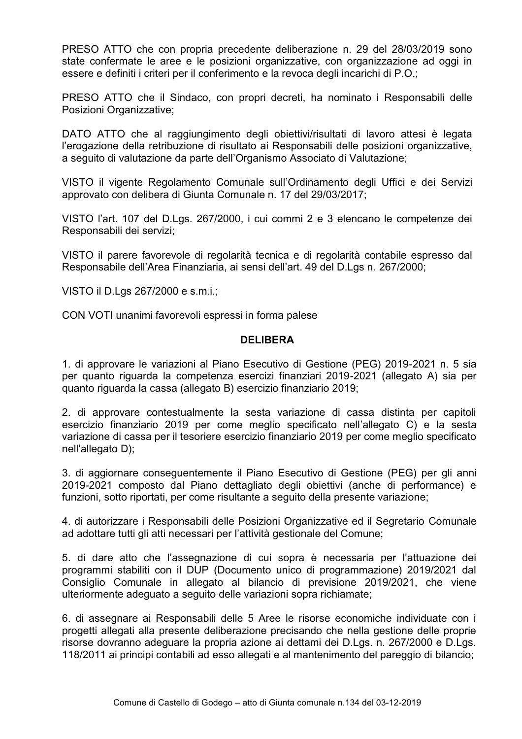PRESO ATTO che con propria precedente deliberazione n. 29 del 28/03/2019 sono state confermate le aree e le posizioni organizzative, con organizzazione ad oggi in essere e definiti i criteri per il conferimento e la revoca degli incarichi di P.O.;

PRESO ATTO che il Sindaco, con propri decreti, ha nominato i Responsabili delle Posizioni Organizzative;

DATO ATTO che al raggiungimento degli obiettivi/risultati di lavoro attesi è legata l'erogazione della retribuzione di risultato ai Responsabili delle posizioni organizzative, a seguito di valutazione da parte dell'Organismo Associato di Valutazione;

VISTO il vigente Regolamento Comunale sull'Ordinamento degli Uffici e dei Servizi approvato con delibera di Giunta Comunale n. 17 del 29/03/2017;

VISTO l'art. 107 del D.Lgs. 267/2000, i cui commi 2 e 3 elencano le competenze dei Responsabili dei servizi;

VISTO il parere favorevole di regolarità tecnica e di regolarità contabile espresso dal Responsabile dell'Area Finanziaria, ai sensi dell'art. 49 del D.Lgs n. 267/2000;

VISTO il D.Lgs 267/2000 e s.m.i.;

CON VOTI unanimi favorevoli espressi in forma palese

**DELIBERA**

1. di approvare le variazioni al Piano Esecutivo di Gestione (PEG) 2019-2021 n. 5 sia per quanto riguarda la competenza esercizi finanziari 2019-2021 (allegato A) sia per quanto riguarda la cassa (allegato B) esercizio finanziario 2019;

2. di approvare contestualmente la sesta variazione di cassa distinta per capitoli esercizio finanziario 2019 per come meglio specificato nell'allegato C) e la sesta variazione di cassa per il tesoriere esercizio finanziario 2019 per come meglio specificato nell'allegato D);

3. di aggiornare conseguentemente il Piano Esecutivo di Gestione (PEG) per gli anni 2019-2021 composto dal Piano dettagliato degli obiettivi (anche di performance) e funzioni, sotto riportati, per come risultante a seguito della presente variazione;

4. di autorizzare i Responsabili delle Posizioni Organizzative ed il Segretario Comunale ad adottare tutti gli atti necessari per l'attività gestionale del Comune;

5. di dare atto che l'assegnazione di cui sopra è necessaria per l'attuazione dei programmi stabiliti con il DUP (Documento unico di programmazione) 2019/2021 dal Consiglio Comunale in allegato al bilancio di previsione 2019/2021, che viene ulteriormente adeguato a seguito delle variazioni sopra richiamate;

6. di assegnare ai Responsabili delle 5 Aree le risorse economiche individuate con i progetti allegati alla presente deliberazione precisando che nella gestione delle proprie risorse dovranno adeguare la propria azione ai dettami dei D.Lgs. n. 267/2000 e D.Lgs. 118/2011 ai principi contabili ad esso allegati e al mantenimento del pareggio di bilancio;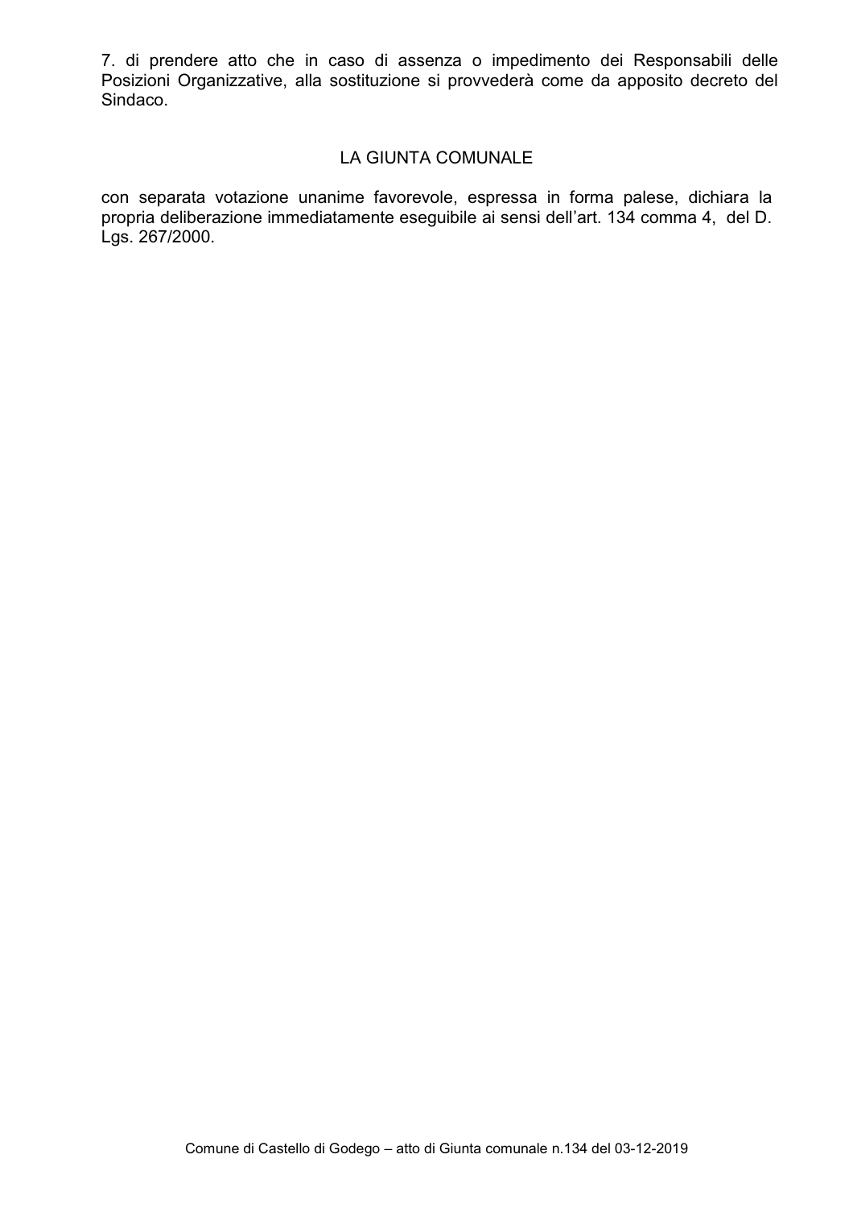7. di prendere atto che in caso di assenza o impedimento dei Responsabili delle Posizioni Organizzative, alla sostituzione si provvederà come da apposito decreto del Sindaco.

LA GIUNTA COMUNALE

con separata votazione unanime favorevole, espressa in forma palese, dichiara la propria deliberazione immediatamente eseguibile ai sensi dell'art. 134 comma 4, del D. Lgs. 267/2000.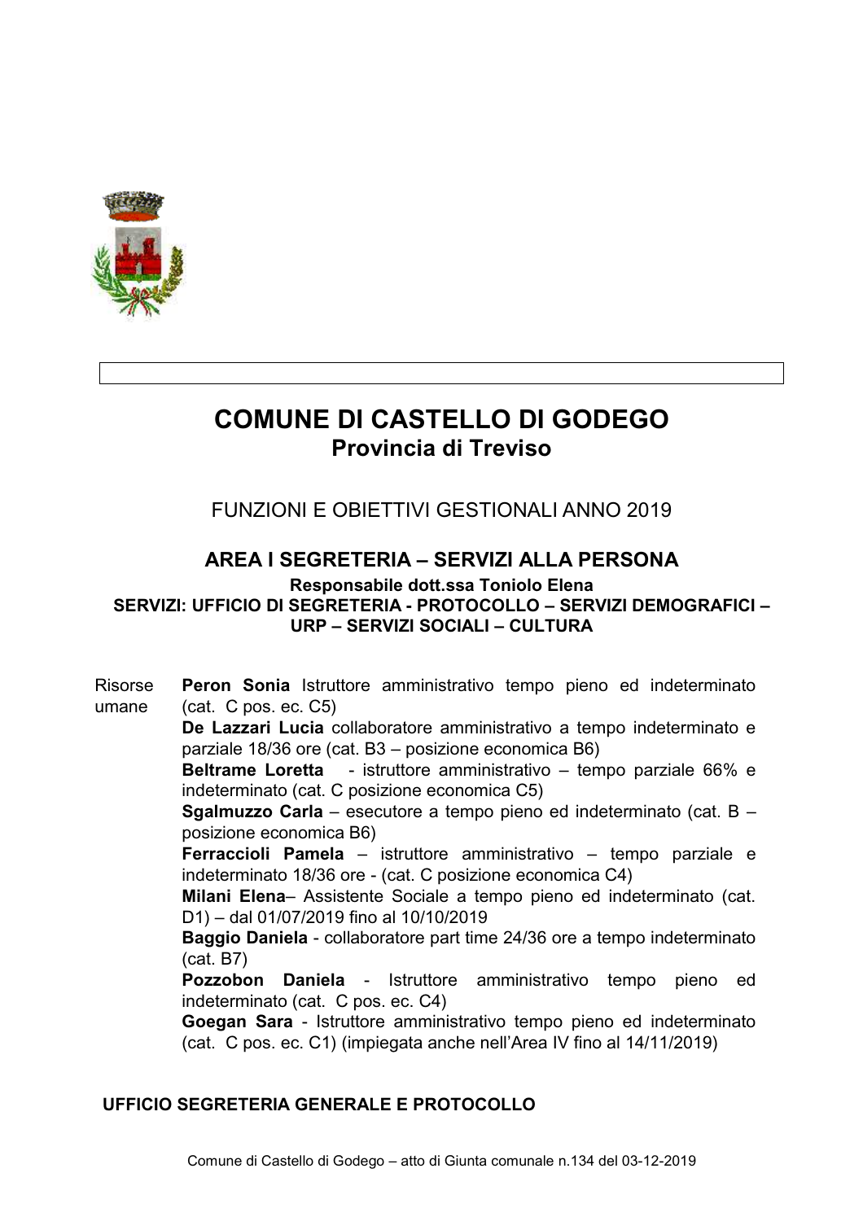# COMUNE DI CASTELLO DI GODEGO
## Provincia di Treviso

FUNZIONI E OBIETTIVI GESTIONALI ANNO 2019

### AREA I SEGRETERIA – SERVIZI ALLA PERSONA

**Responsabile dott.ssa Toniolo Elena**
**SERVIZI: UFFICIO DI SEGRETERIA - PROTOCOLLO – SERVIZI DEMOGRAFICI – URP – SERVIZI SOCIALI – CULTURA**

Risorse umane

**Peron Sonia** Istruttore amministrativo tempo pieno ed indeterminato (cat. C pos. ec. C5)
**De Lazzari Lucia** collaboratore amministrativo a tempo indeterminato e parziale 18/36 ore (cat. B3 – posizione economica B6)
**Beltrame Loretta** - istruttore amministrativo – tempo parziale 66% e indeterminato (cat. C posizione economica C5)
**Sgalmuzzo Carla** – esecutore a tempo pieno ed indeterminato (cat. B – posizione economica B6)
**Ferraccioli Pamela** – istruttore amministrativo – tempo parziale e indeterminato 18/36 ore - (cat. C posizione economica C4)
**Milani Elena**– Assistente Sociale a tempo pieno ed indeterminato (cat. D1) – dal 01/07/2019 fino al 10/10/2019
**Baggio Daniela** - collaboratore part time 24/36 ore a tempo indeterminato (cat. B7)
**Pozzobon Daniela** - Istruttore amministrativo tempo pieno ed indeterminato (cat. C pos. ec. C4)
**Goegan Sara** - Istruttore amministrativo tempo pieno ed indeterminato (cat. C pos. ec. C1) (impiegata anche nell'Area IV fino al 14/11/2019)

**UFFICIO SEGRETERIA GENERALE E PROTOCOLLO**

Comune di Castello di Godego – atto di Giunta comunale n.134 del 03-12-2019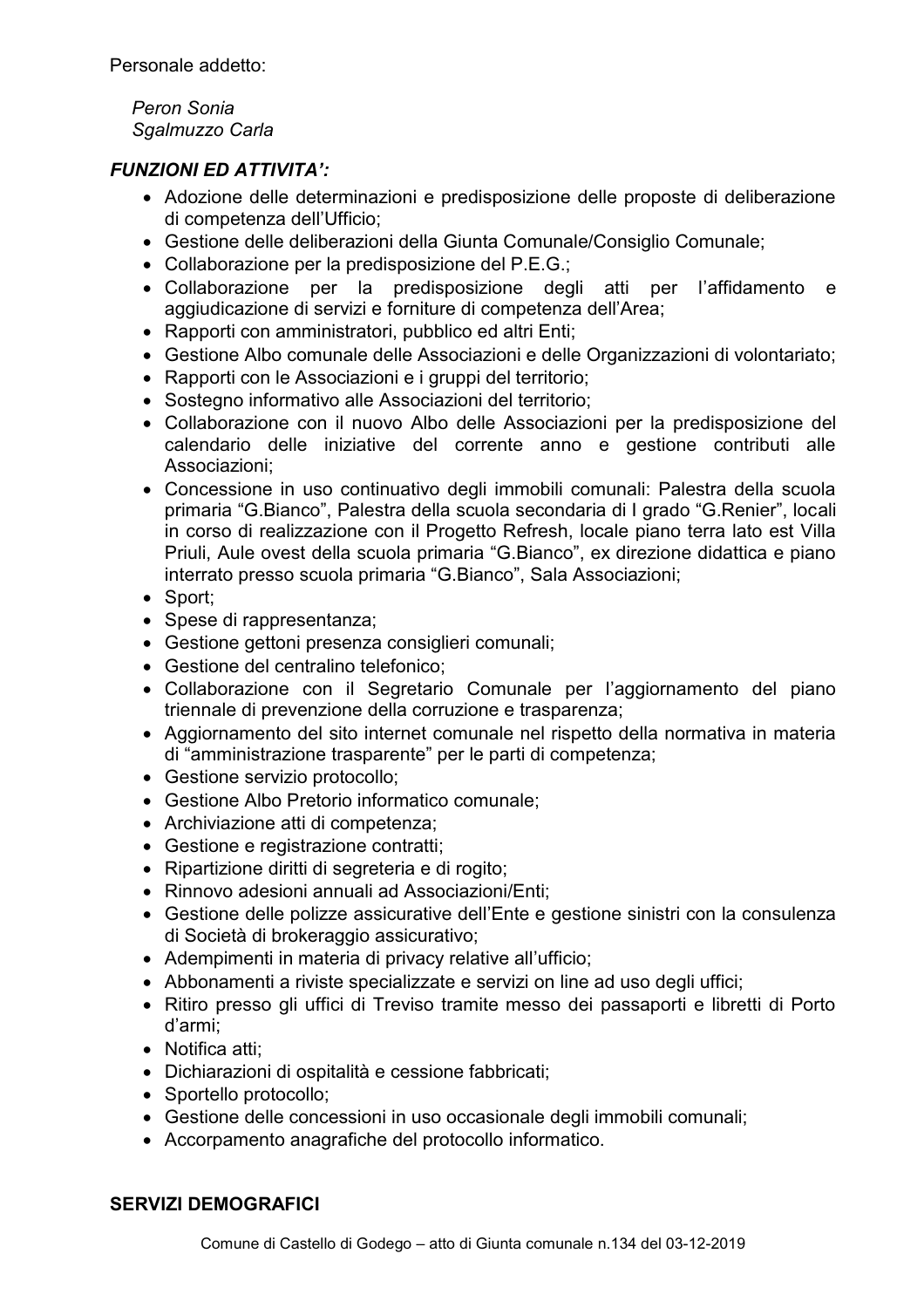Personale addetto:

*Peron Sonia*
*Sgalmuzzo Carla*

***FUNZIONI ED ATTIVITA':***

- Adozione delle determinazioni e predisposizione delle proposte di deliberazione di competenza dell'Ufficio;
- Gestione delle deliberazioni della Giunta Comunale/Consiglio Comunale;
- Collaborazione per la predisposizione del P.E.G.;
- Collaborazione per la predisposizione degli atti per l'affidamento e aggiudicazione di servizi e forniture di competenza dell'Area;
- Rapporti con amministratori, pubblico ed altri Enti;
- Gestione Albo comunale delle Associazioni e delle Organizzazioni di volontariato;
- Rapporti con le Associazioni e i gruppi del territorio;
- Sostegno informativo alle Associazioni del territorio;
- Collaborazione con il nuovo Albo delle Associazioni per la predisposizione del calendario delle iniziative del corrente anno e gestione contributi alle Associazioni;
- Concessione in uso continuativo degli immobili comunali: Palestra della scuola primaria "G.Bianco", Palestra della scuola secondaria di I grado "G.Renier", locali in corso di realizzazione con il Progetto Refresh, locale piano terra lato est Villa Priuli, Aule ovest della scuola primaria "G.Bianco", ex direzione didattica e piano interrato presso scuola primaria "G.Bianco", Sala Associazioni;
- Sport;
- Spese di rappresentanza;
- Gestione gettoni presenza consiglieri comunali;
- Gestione del centralino telefonico;
- Collaborazione con il Segretario Comunale per l'aggiornamento del piano triennale di prevenzione della corruzione e trasparenza;
- Aggiornamento del sito internet comunale nel rispetto della normativa in materia di "amministrazione trasparente" per le parti di competenza;
- Gestione servizio protocollo;
- Gestione Albo Pretorio informatico comunale;
- Archiviazione atti di competenza;
- Gestione e registrazione contratti;
- Ripartizione diritti di segreteria e di rogito;
- Rinnovo adesioni annuali ad Associazioni/Enti;
- Gestione delle polizze assicurative dell'Ente e gestione sinistri con la consulenza di Società di brokeraggio assicurativo;
- Adempimenti in materia di privacy relative all'ufficio;
- Abbonamenti a riviste specializzate e servizi on line ad uso degli uffici;
- Ritiro presso gli uffici di Treviso tramite messo dei passaporti e libretti di Porto d'armi;
- Notifica atti;
- Dichiarazioni di ospitalità e cessione fabbricati;
- Sportello protocollo;
- Gestione delle concessioni in uso occasionale degli immobili comunali;
- Accorpamento anagrafiche del protocollo informatico.

**SERVIZI DEMOGRAFICI**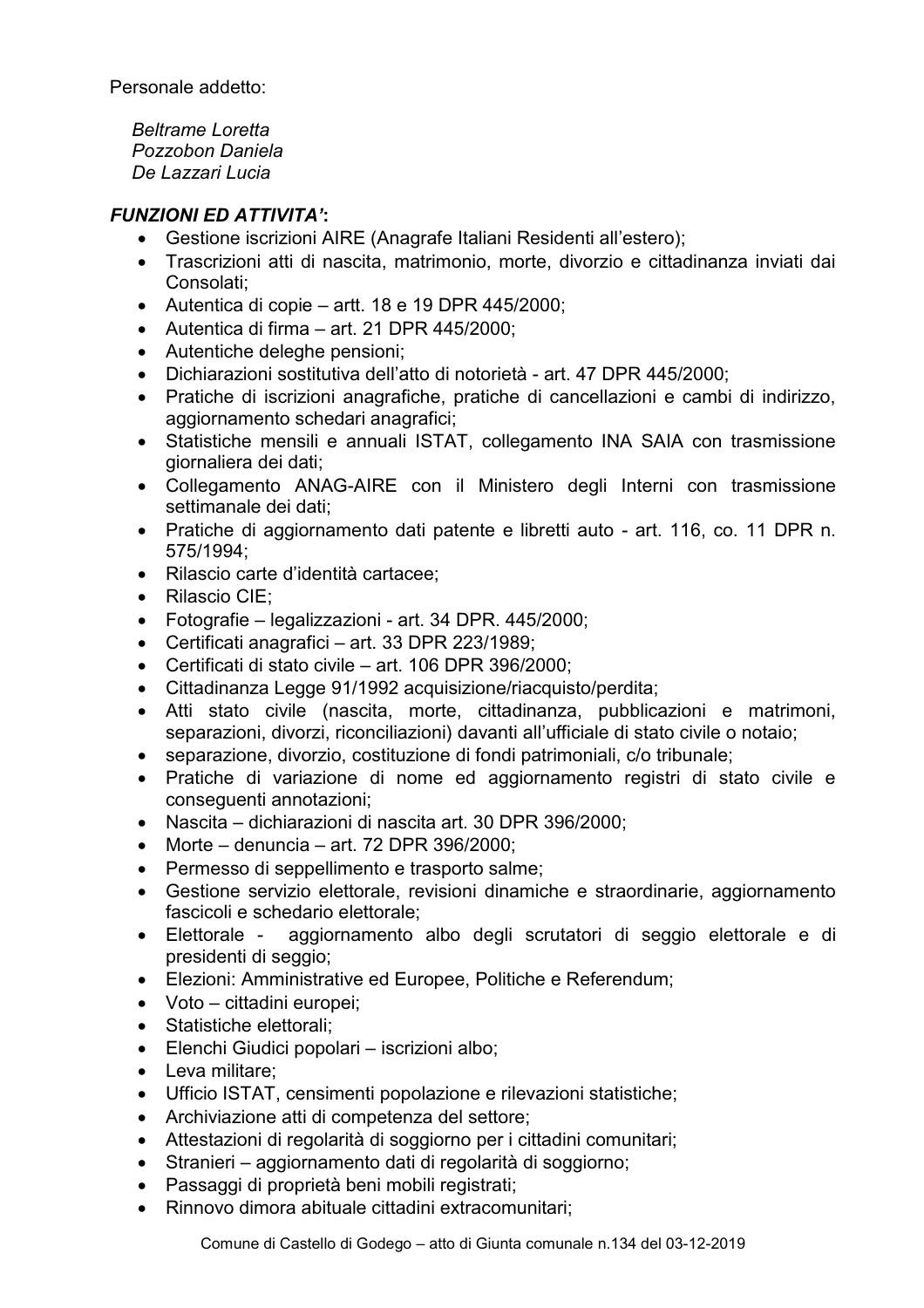Personale addetto:

*Beltrame Loretta*
*Pozzobon Daniela*
*De Lazzari Lucia*

***FUNZIONI ED ATTIVITA'*:**

- Gestione iscrizioni AIRE (Anagrafe Italiani Residenti all'estero);
- Trascrizioni atti di nascita, matrimonio, morte, divorzio e cittadinanza inviati dai Consolati;
- Autentica di copie – artt. 18 e 19 DPR 445/2000;
- Autentica di firma – art. 21 DPR 445/2000;
- Autentiche deleghe pensioni;
- Dichiarazioni sostitutiva dell'atto di notorietà - art. 47 DPR 445/2000;
- Pratiche di iscrizioni anagrafiche, pratiche di cancellazioni e cambi di indirizzo, aggiornamento schedari anagrafici;
- Statistiche mensili e annuali ISTAT, collegamento INA SAIA con trasmissione giornaliera dei dati;
- Collegamento ANAG-AIRE con il Ministero degli Interni con trasmissione settimanale dei dati;
- Pratiche di aggiornamento dati patente e libretti auto - art. 116, co. 11 DPR n. 575/1994;
- Rilascio carte d'identità cartacee;
- Rilascio CIE;
- Fotografie – legalizzazioni - art. 34 DPR. 445/2000;
- Certificati anagrafici – art. 33 DPR 223/1989;
- Certificati di stato civile – art. 106 DPR 396/2000;
- Cittadinanza Legge 91/1992 acquisizione/riacquisto/perdita;
- Atti stato civile (nascita, morte, cittadinanza, pubblicazioni e matrimoni, separazioni, divorzi, riconciliazioni) davanti all'ufficiale di stato civile o notaio;
- separazione, divorzio, costituzione di fondi patrimoniali, c/o tribunale;
- Pratiche di variazione di nome ed aggiornamento registri di stato civile e conseguenti annotazioni;
- Nascita – dichiarazioni di nascita art. 30 DPR 396/2000;
- Morte – denuncia – art. 72 DPR 396/2000;
- Permesso di seppellimento e trasporto salme;
- Gestione servizio elettorale, revisioni dinamiche e straordinarie, aggiornamento fascicoli e schedario elettorale;
- Elettorale - aggiornamento albo degli scrutatori di seggio elettorale e di presidenti di seggio;
- Elezioni: Amministrative ed Europee, Politiche e Referendum;
- Voto – cittadini europei;
- Statistiche elettorali;
- Elenchi Giudici popolari – iscrizioni albo;
- Leva militare;
- Ufficio ISTAT, censimenti popolazione e rilevazioni statistiche;
- Archiviazione atti di competenza del settore;
- Attestazioni di regolarità di soggiorno per i cittadini comunitari;
- Stranieri – aggiornamento dati di regolarità di soggiorno;
- Passaggi di proprietà beni mobili registrati;
- Rinnovo dimora abituale cittadini extracomunitari;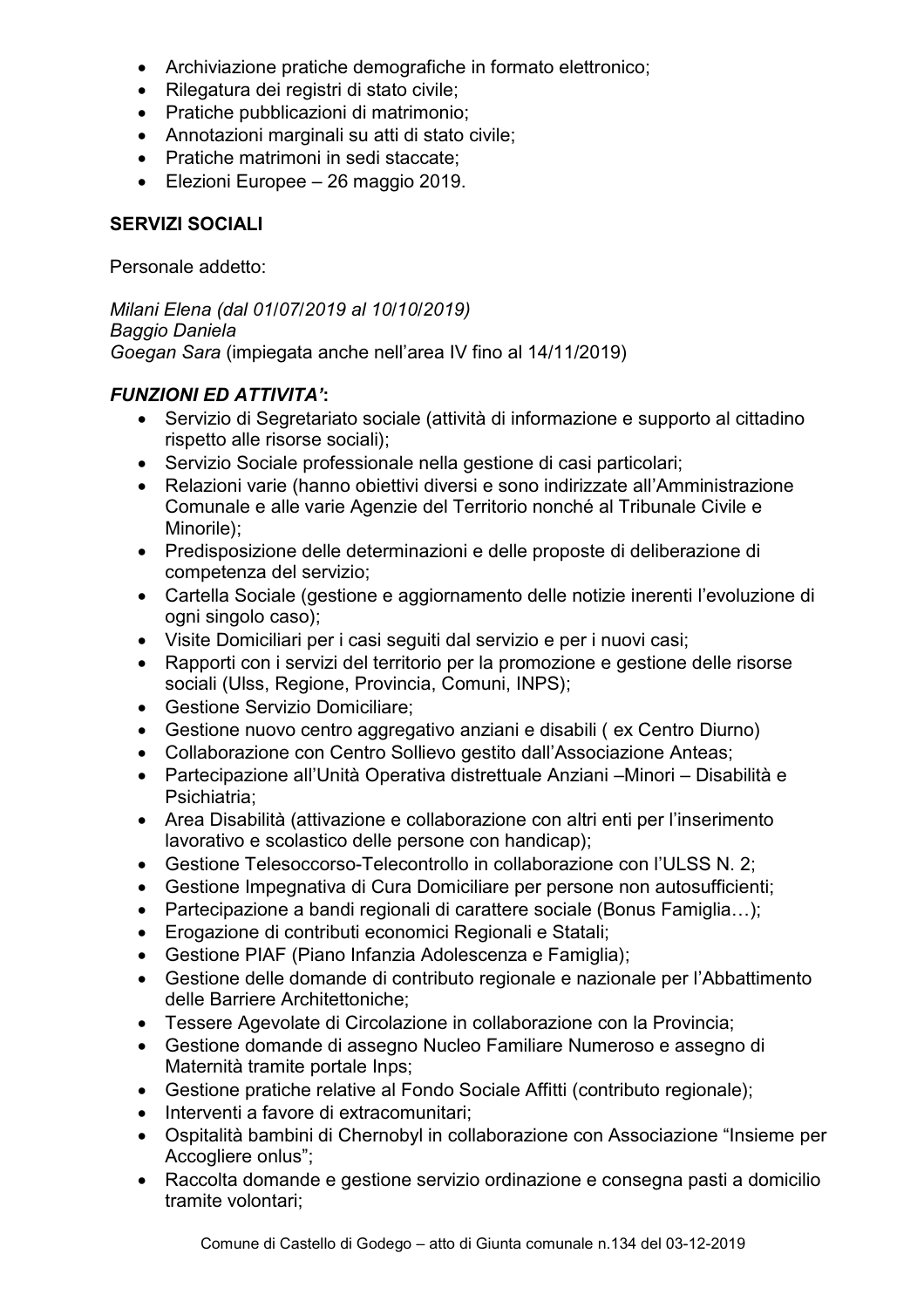- Archiviazione pratiche demografiche in formato elettronico;
- Rilegatura dei registri di stato civile;
- Pratiche pubblicazioni di matrimonio;
- Annotazioni marginali su atti di stato civile;
- Pratiche matrimoni in sedi staccate;
- Elezioni Europee – 26 maggio 2019.

**SERVIZI SOCIALI**

Personale addetto:

*Milani Elena (dal 01/07/2019 al 10/10/2019)*
*Baggio Daniela*
*Goegan Sara* (impiegata anche nell'area IV fino al 14/11/2019)

***FUNZIONI ED ATTIVITA'*:**

- Servizio di Segretariato sociale (attività di informazione e supporto al cittadino rispetto alle risorse sociali);
- Servizio Sociale professionale nella gestione di casi particolari;
- Relazioni varie (hanno obiettivi diversi e sono indirizzate all'Amministrazione Comunale e alle varie Agenzie del Territorio nonché al Tribunale Civile e Minorile);
- Predisposizione delle determinazioni e delle proposte di deliberazione di competenza del servizio;
- Cartella Sociale (gestione e aggiornamento delle notizie inerenti l'evoluzione di ogni singolo caso);
- Visite Domiciliari per i casi seguiti dal servizio e per i nuovi casi;
- Rapporti con i servizi del territorio per la promozione e gestione delle risorse sociali (Ulss, Regione, Provincia, Comuni, INPS);
- Gestione Servizio Domiciliare;
- Gestione nuovo centro aggregativo anziani e disabili ( ex Centro Diurno)
- Collaborazione con Centro Sollievo gestito dall'Associazione Anteas;
- Partecipazione all'Unità Operativa distrettuale Anziani –Minori – Disabilità e Psichiatria;
- Area Disabilità (attivazione e collaborazione con altri enti per l'inserimento lavorativo e scolastico delle persone con handicap);
- Gestione Telesoccorso-Telecontrollo in collaborazione con l'ULSS N. 2;
- Gestione Impegnativa di Cura Domiciliare per persone non autosufficienti;
- Partecipazione a bandi regionali di carattere sociale (Bonus Famiglia…);
- Erogazione di contributi economici Regionali e Statali;
- Gestione PIAF (Piano Infanzia Adolescenza e Famiglia);
- Gestione delle domande di contributo regionale e nazionale per l'Abbattimento delle Barriere Architettoniche;
- Tessere Agevolate di Circolazione in collaborazione con la Provincia;
- Gestione domande di assegno Nucleo Familiare Numeroso e assegno di Maternità tramite portale Inps;
- Gestione pratiche relative al Fondo Sociale Affitti (contributo regionale);
- Interventi a favore di extracomunitari;
- Ospitalità bambini di Chernobyl in collaborazione con Associazione "Insieme per Accogliere onlus";
- Raccolta domande e gestione servizio ordinazione e consegna pasti a domicilio tramite volontari;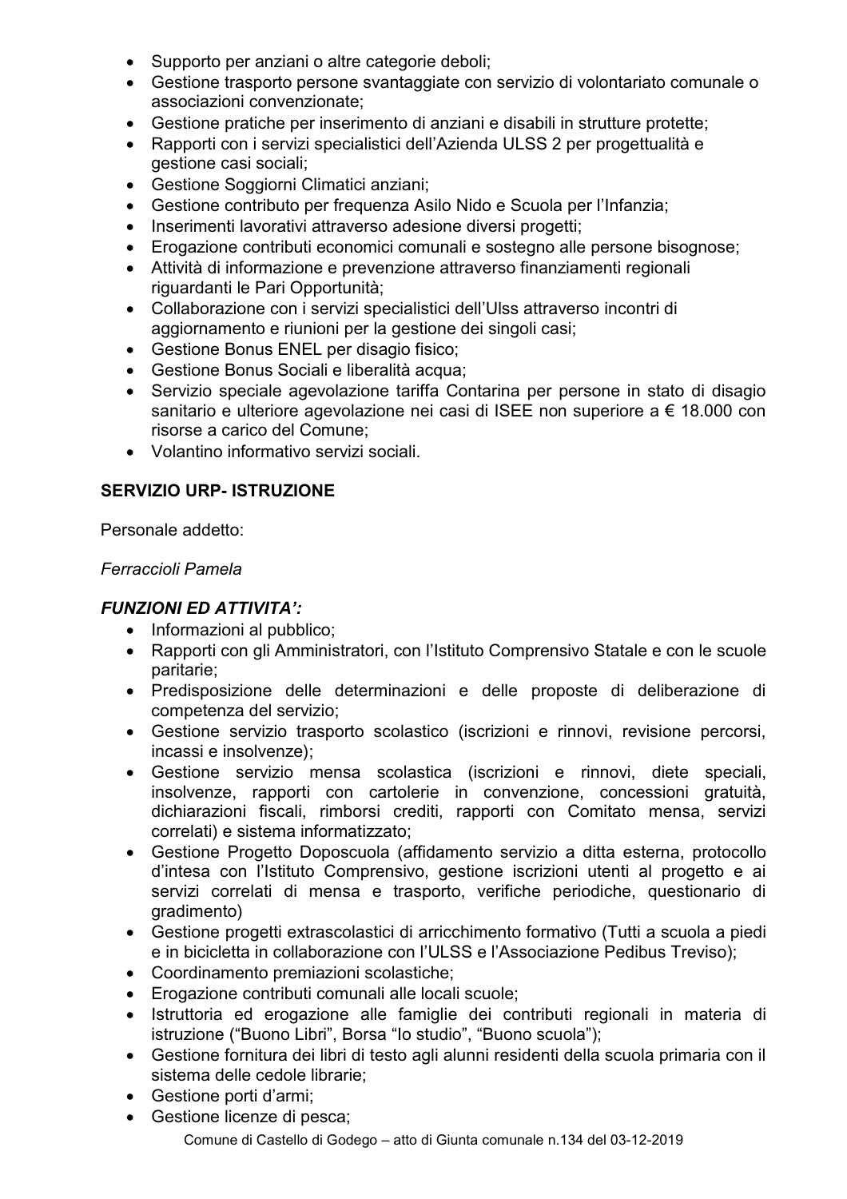- Supporto per anziani o altre categorie deboli;
- Gestione trasporto persone svantaggiate con servizio di volontariato comunale o associazioni convenzionate;
- Gestione pratiche per inserimento di anziani e disabili in strutture protette;
- Rapporti con i servizi specialistici dell'Azienda ULSS 2 per progettualità e gestione casi sociali;
- Gestione Soggiorni Climatici anziani;
- Gestione contributo per frequenza Asilo Nido e Scuola per l'Infanzia;
- Inserimenti lavorativi attraverso adesione diversi progetti;
- Erogazione contributi economici comunali e sostegno alle persone bisognose;
- Attività di informazione e prevenzione attraverso finanziamenti regionali riguardanti le Pari Opportunità;
- Collaborazione con i servizi specialistici dell'Ulss attraverso incontri di aggiornamento e riunioni per la gestione dei singoli casi;
- Gestione Bonus ENEL per disagio fisico;
- Gestione Bonus Sociali e liberalità acqua;
- Servizio speciale agevolazione tariffa Contarina per persone in stato di disagio sanitario e ulteriore agevolazione nei casi di ISEE non superiore a € 18.000 con risorse a carico del Comune;
- Volantino informativo servizi sociali.

**SERVIZIO URP- ISTRUZIONE**

Personale addetto:

*Ferraccioli Pamela*

***FUNZIONI ED ATTIVITA':***

- Informazioni al pubblico;
- Rapporti con gli Amministratori, con l'Istituto Comprensivo Statale e con le scuole paritarie;
- Predisposizione delle determinazioni e delle proposte di deliberazione di competenza del servizio;
- Gestione servizio trasporto scolastico (iscrizioni e rinnovi, revisione percorsi, incassi e insolvenze);
- Gestione servizio mensa scolastica (iscrizioni e rinnovi, diete speciali, insolvenze, rapporti con cartolerie in convenzione, concessioni gratuità, dichiarazioni fiscali, rimborsi crediti, rapporti con Comitato mensa, servizi correlati) e sistema informatizzato;
- Gestione Progetto Doposcuola (affidamento servizio a ditta esterna, protocollo d'intesa con l'Istituto Comprensivo, gestione iscrizioni utenti al progetto e ai servizi correlati di mensa e trasporto, verifiche periodiche, questionario di gradimento)
- Gestione progetti extrascolastici di arricchimento formativo (Tutti a scuola a piedi e in bicicletta in collaborazione con l'ULSS e l'Associazione Pedibus Treviso);
- Coordinamento premiazioni scolastiche;
- Erogazione contributi comunali alle locali scuole;
- Istruttoria ed erogazione alle famiglie dei contributi regionali in materia di istruzione ("Buono Libri", Borsa "Io studio", "Buono scuola");
- Gestione fornitura dei libri di testo agli alunni residenti della scuola primaria con il sistema delle cedole librarie;
- Gestione porti d'armi;
- Gestione licenze di pesca;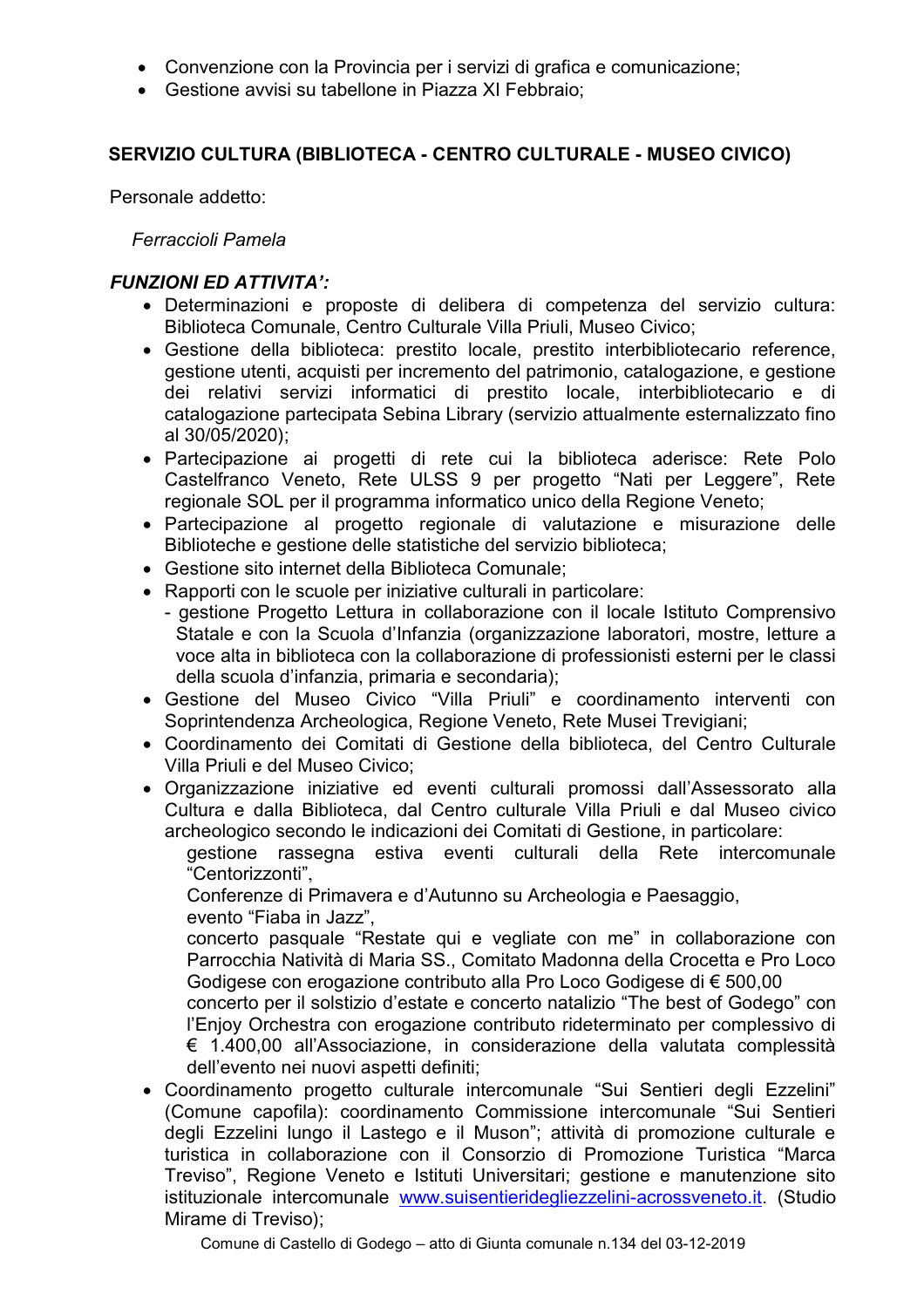- Convenzione con la Provincia per i servizi di grafica e comunicazione;
- Gestione avvisi su tabellone in Piazza XI Febbraio;

**SERVIZIO CULTURA (BIBLIOTECA - CENTRO CULTURALE - MUSEO CIVICO)**

Personale addetto:

*Ferraccioli Pamela*

***FUNZIONI ED ATTIVITA':***

- Determinazioni e proposte di delibera di competenza del servizio cultura: Biblioteca Comunale, Centro Culturale Villa Priuli, Museo Civico;
- Gestione della biblioteca: prestito locale, prestito interbibliotecario reference, gestione utenti, acquisti per incremento del patrimonio, catalogazione, e gestione dei relativi servizi informatici di prestito locale, interbibliotecario e di catalogazione partecipata Sebina Library (servizio attualmente esternalizzato fino al 30/05/2020);
- Partecipazione ai progetti di rete cui la biblioteca aderisce: Rete Polo Castelfranco Veneto, Rete ULSS 9 per progetto "Nati per Leggere", Rete regionale SOL per il programma informatico unico della Regione Veneto;
- Partecipazione al progetto regionale di valutazione e misurazione delle Biblioteche e gestione delle statistiche del servizio biblioteca;
- Gestione sito internet della Biblioteca Comunale;
- Rapporti con le scuole per iniziative culturali in particolare:
  - gestione Progetto Lettura in collaborazione con il locale Istituto Comprensivo Statale e con la Scuola d'Infanzia (organizzazione laboratori, mostre, letture a voce alta in biblioteca con la collaborazione di professionisti esterni per le classi della scuola d'infanzia, primaria e secondaria);
- Gestione del Museo Civico "Villa Priuli" e coordinamento interventi con Soprintendenza Archeologica, Regione Veneto, Rete Musei Trevigiani;
- Coordinamento dei Comitati di Gestione della biblioteca, del Centro Culturale Villa Priuli e del Museo Civico;
- Organizzazione iniziative ed eventi culturali promossi dall'Assessorato alla Cultura e dalla Biblioteca, dal Centro culturale Villa Priuli e dal Museo civico archeologico secondo le indicazioni dei Comitati di Gestione, in particolare:

  gestione rassegna estiva eventi culturali della Rete intercomunale "Centorizzonti",

  Conferenze di Primavera e d'Autunno su Archeologia e Paesaggio,

  evento "Fiaba in Jazz",

  concerto pasquale "Restate qui e vegliate con me" in collaborazione con Parrocchia Natività di Maria SS., Comitato Madonna della Crocetta e Pro Loco Godigese con erogazione contributo alla Pro Loco Godigese di € 500,00

  concerto per il solstizio d'estate e concerto natalizio "The best of Godego" con l'Enjoy Orchestra con erogazione contributo rideterminato per complessivo di € 1.400,00 all'Associazione, in considerazione della valutata complessità dell'evento nei nuovi aspetti definiti;
- Coordinamento progetto culturale intercomunale "Sui Sentieri degli Ezzelini" (Comune capofila): coordinamento Commissione intercomunale "Sui Sentieri degli Ezzelini lungo il Lastego e il Muson"; attività di promozione culturale e turistica in collaborazione con il Consorzio di Promozione Turistica "Marca Treviso", Regione Veneto e Istituti Universitari; gestione e manutenzione sito istituzionale intercomunale www.suisentieridegliezzelini-acrossveneto.it. (Studio Mirame di Treviso);

Comune di Castello di Godego – atto di Giunta comunale n.134 del 03-12-2019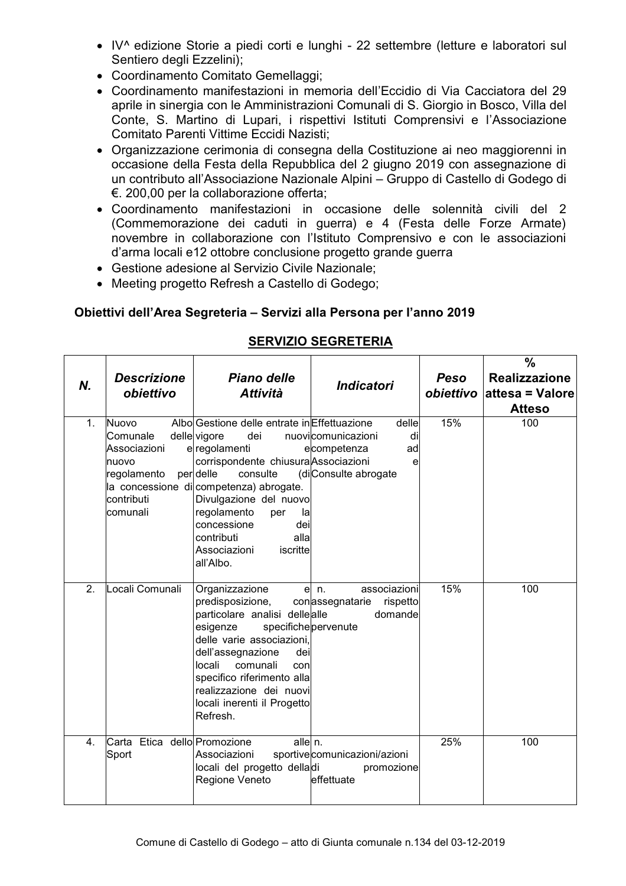- IV^ edizione Storie a piedi corti e lunghi - 22 settembre (letture e laboratori sul Sentiero degli Ezzelini);
- Coordinamento Comitato Gemellaggi;
- Coordinamento manifestazioni in memoria dell'Eccidio di Via Cacciatora del 29 aprile in sinergia con le Amministrazioni Comunali di S. Giorgio in Bosco, Villa del Conte, S. Martino di Lupari, i rispettivi Istituti Comprensivi e l'Associazione Comitato Parenti Vittime Eccidi Nazisti;
- Organizzazione cerimonia di consegna della Costituzione ai neo maggiorenni in occasione della Festa della Repubblica del 2 giugno 2019 con assegnazione di un contributo all'Associazione Nazionale Alpini – Gruppo di Castello di Godego di €. 200,00 per la collaborazione offerta;
- Coordinamento manifestazioni in occasione delle solennità civili del 2 (Commemorazione dei caduti in guerra) e 4 (Festa delle Forze Armate) novembre in collaborazione con l'Istituto Comprensivo e con le associazioni d'arma locali e12 ottobre conclusione progetto grande guerra
- Gestione adesione al Servizio Civile Nazionale;
- Meeting progetto Refresh a Castello di Godego;

**Obiettivi dell'Area Segreteria – Servizi alla Persona per l'anno 2019**

**SERVIZIO SEGRETERIA**

| N. | *Descrizione obiettivo* | *Piano delle Attività* | *Indicatori* | *Peso obiettivo* | % Realizzazione attesa = Valore Atteso |
|---|---|---|---|---|---|
| 1. | Nuovo Albo Comunale delle Associazioni e nuovo regolamento per la concessione di contributi comunali | Gestione delle entrate in vigore dei nuovi regolamenti e corrispondente chiusura delle consulte (di competenza) abrogate. Divulgazione del nuovo regolamento per la concessione dei contributi alla Associazioni iscritte all'Albo. | Effettuazione delle comunicazioni di competenza ad Associazioni e Consulte abrogate | 15% | 100 |
| 2. | Locali Comunali | Organizzazione e predisposizione, con particolare analisi delle esigenze specifiche delle varie associazioni, dell'assegnazione dei locali comunali con specifico riferimento alla realizzazione dei nuovi locali inerenti il Progetto Refresh. | n. associazioni assegnatarie rispetto alle domande pervenute | 15% | 100 |
| 4. | Carta Etica dello Sport | Promozione alle Associazioni sportive locali del progetto della Regione Veneto | n. comunicazioni/azioni di promozione effettuate | 25% | 100 |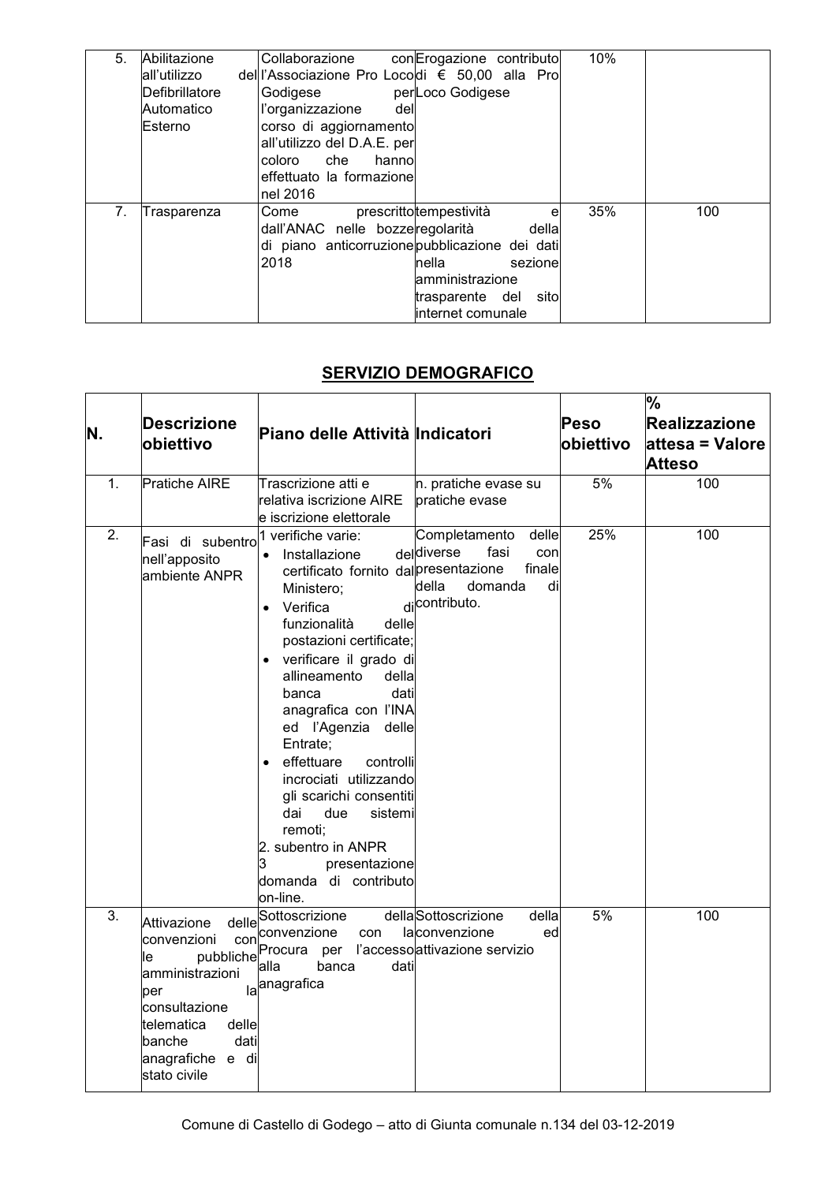| | | | | | |
|---|---|---|---|---|---|
| 5. | Abilitazione all'utilizzo del Defibrillatore Automatico Esterno | Collaborazione con l'Associazione Pro Loco Godigese per l'organizzazione del corso di aggiornamento all'utilizzo del D.A.E. per coloro che hanno effettuato la formazione nel 2016 | Erogazione contributo di € 50,00 alla Pro Loco Godigese | 10% | |
| 7. | Trasparenza | Come prescritto dall'ANAC nelle bozze di piano anticorruzione 2018 | tempestività e regolarità della pubblicazione dei dati nella sezione amministrazione trasparente del sito internet comunale | 35% | 100 |

## SERVIZIO DEMOGRAFICO

| N. | Descrizione obiettivo | Piano delle Attività | Indicatori | Peso obiettivo | % Realizzazione attesa = Valore Atteso |
|---|---|---|---|---|---|
| 1. | Pratiche AIRE | Trascrizione atti e relativa iscrizione AIRE e iscrizione elettorale | n. pratiche evase su pratiche evase | 5% | 100 |
| 2. | Fasi di subentro nell'apposito ambiente ANPR | 1 verifiche varie:<br>• Installazione del certificato fornito dal Ministero;<br>• Verifica di funzionalità delle postazioni certificate;<br>• verificare il grado di allineamento della banca dati anagrafica con l'INA ed l'Agenzia delle Entrate;<br>• effettuare controlli incrociati utilizzando gli scarichi consentiti dai due sistemi remoti;<br>2. subentro in ANPR<br>3 presentazione domanda di contributo on-line. | Completamento delle diverse fasi con presentazione finale della domanda di contributo. | 25% | 100 |
| 3. | Attivazione delle convenzioni con le pubbliche amministrazioni per la consultazione telematica delle banche dati anagrafiche e di stato civile | Sottoscrizione della convenzione con la Procura per l'accesso alla banca dati anagrafica | Sottoscrizione della convenzione ed attivazione servizio | 5% | 100 |

Comune di Castello di Godego – atto di Giunta comunale n.134 del 03-12-2019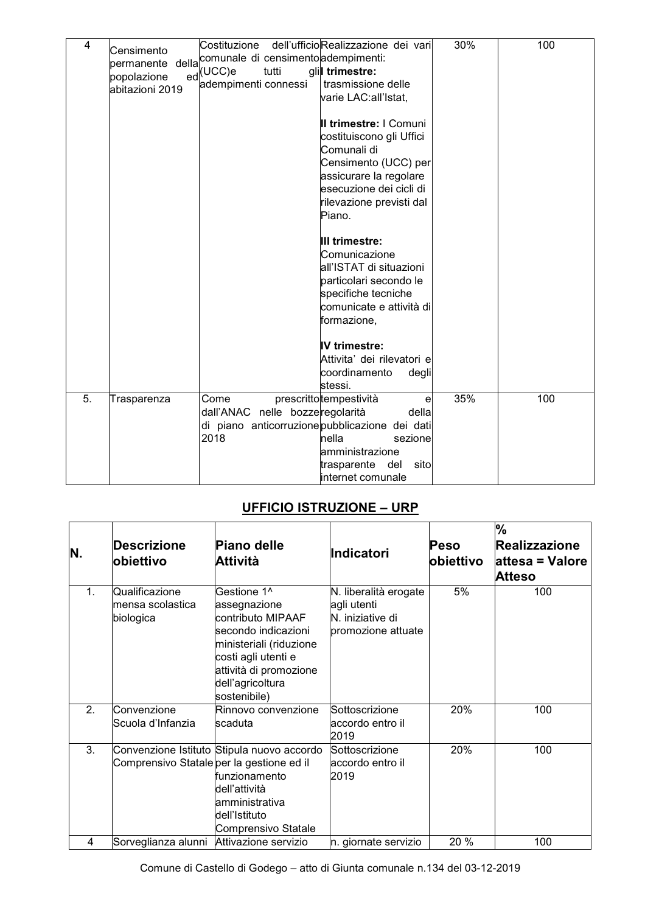| 4 | Censimento permanente della popolazione ed abitazioni 2019 | Costituzione dell'ufficio comunale di censimento (UCC)e tutti gli adempimenti connessi | Realizzazione dei vari adempimenti: **I trimestre:** trasmissione delle varie LAC:all'Istat, **II trimestre:** I Comuni costituiscono gli Uffici Comunali di Censimento (UCC) per assicurare la regolare esecuzione dei cicli di rilevazione previsti dal Piano. **III trimestre:** Comunicazione all'ISTAT di situazioni particolari secondo le specifiche tecniche comunicate e attività di formazione, **IV trimestre:** Attivita' dei rilevatori e coordinamento degli stessi. | 30% | 100 |
|---|---|---|---|---|---|
| 5. | Trasparenza | Come prescritto dall'ANAC nelle bozze di piano anticorruzione 2018 | tempestività e regolarità della pubblicazione dei dati nella sezione amministrazione trasparente del sito internet comunale | 35% | 100 |

## UFFICIO ISTRUZIONE – URP

| N. | Descrizione obiettivo | Piano delle Attività | Indicatori | Peso obiettivo | % Realizzazione attesa = Valore Atteso |
|---|---|---|---|---|---|
| 1. | Qualificazione mensa scolastica biologica | Gestione 1^ assegnazione contributo MIPAAF secondo indicazioni ministeriali (riduzione costi agli utenti e attività di promozione dell'agricoltura sostenibile) | N. liberalità erogate agli utenti<br>N. iniziative di promozione attuate | 5% | 100 |
| 2. | Convenzione Scuola d'Infanzia | Rinnovo convenzione scaduta | Sottoscrizione accordo entro il 2019 | 20% | 100 |
| 3. | Convenzione Istituto Comprensivo Statale | Stipula nuovo accordo per la gestione ed il funzionamento dell'attività amministrativa dell'Istituto Comprensivo Statale | Sottoscrizione accordo entro il 2019 | 20% | 100 |
| 4 | Sorveglianza alunni | Attivazione servizio | n. giornate servizio | 20 % | 100 |

Comune di Castello di Godego – atto di Giunta comunale n.134 del 03-12-2019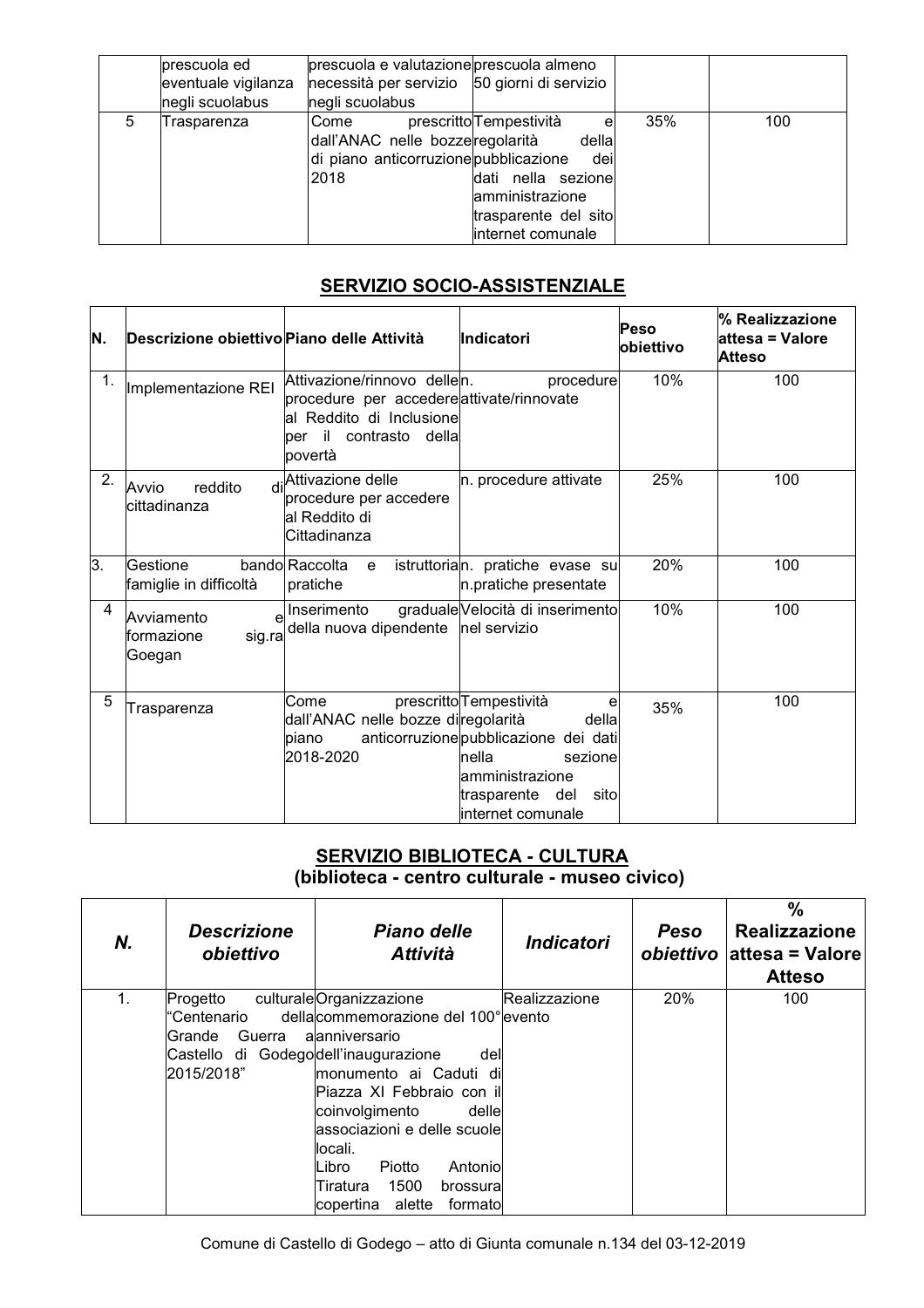| | | | | | |
|---|---|---|---|---|---|
| | prescuola ed eventuale vigilanza negli scuolabus | prescuola e valutazione necessità per servizio negli scuolabus | prescuola almeno 50 giorni di servizio | | |
| 5 | Trasparenza | Come prescritto dall'ANAC nelle bozze di piano anticorruzione 2018 | Tempestività e regolarità della pubblicazione dei dati nella sezione amministrazione trasparente del sito internet comunale | 35% | 100 |

## SERVIZIO SOCIO-ASSISTENZIALE

| N. | Descrizione obiettivo | Piano delle Attività | Indicatori | Peso obiettivo | % Realizzazione attesa = Valore Atteso |
|---|---|---|---|---|---|
| 1. | Implementazione REI | Attivazione/rinnovo delle procedure per accedere al Reddito di Inclusione per il contrasto della povertà | n. procedure attivate/rinnovate | 10% | 100 |
| 2. | Avvio reddito di cittadinanza | Attivazione delle procedure per accedere al Reddito di Cittadinanza | n. procedure attivate | 25% | 100 |
| 3. | Gestione bando famiglie in difficoltà | Raccolta e istruttoria pratiche | n. pratiche evase su n.pratiche presentate | 20% | 100 |
| 4 | Avviamento e formazione sig.ra Goegan | Inserimento graduale della nuova dipendente | Velocità di inserimento nel servizio | 10% | 100 |
| 5 | Trasparenza | Come prescritto dall'ANAC nelle bozze di piano anticorruzione 2018-2020 | Tempestività e regolarità della pubblicazione dei dati nella sezione amministrazione trasparente del sito internet comunale | 35% | 100 |

## SERVIZIO BIBLIOTECA - CULTURA
### (biblioteca - centro culturale - museo civico)

| *N.* | *Descrizione obiettivo* | *Piano delle Attività* | *Indicatori* | *Peso obiettivo* | **% Realizzazione attesa = Valore Atteso** |
|---|---|---|---|---|---|
| 1. | Progetto culturale "Centenario della Grande Guerra a Castello di Godego 2015/2018" | Organizzazione commemorazione del 100° anniversario dell'inaugurazione del monumento ai Caduti di Piazza XI Febbraio con il coinvolgimento delle associazioni e delle scuole locali.<br>Libro Piotto Antonio Tiratura 1500 brossura copertina alette formato | Realizzazione evento | 20% | 100 |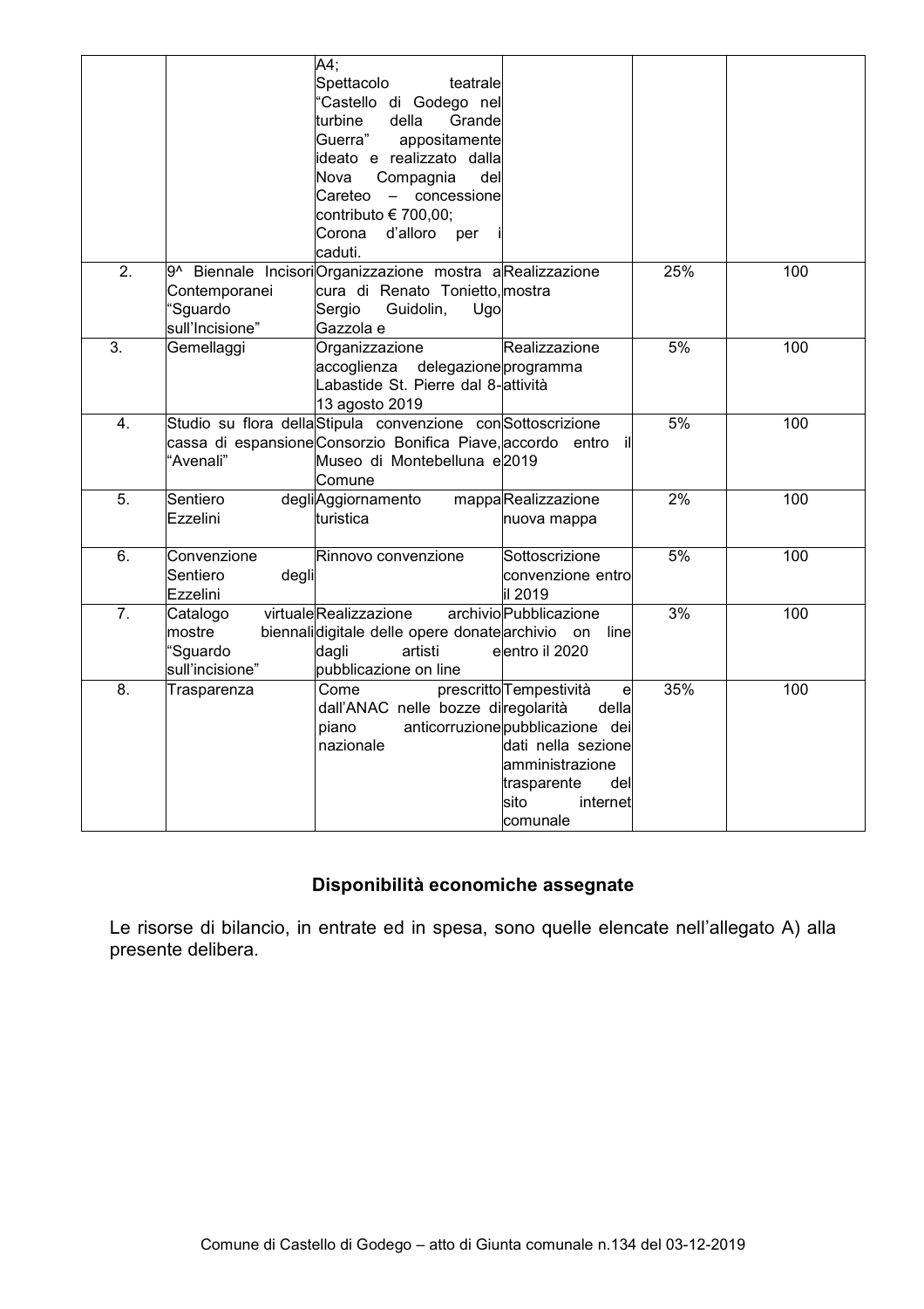| | | | | | |
|---|---|---|---|---|---|
| | | A4;<br>Spettacolo teatrale "Castello di Godego nel turbine della Grande Guerra" appositamente ideato e realizzato dalla Nova Compagnia del Careteo – concessione contributo € 700,00;<br>Corona d'alloro per i caduti. | | | |
| 2. | 9^ Biennale Incisori Contemporanei "Sguardo sull'Incisione" | Organizzazione mostra a cura di Renato Tonietto, Sergio Guidolin, Ugo Gazzola e | Realizzazione mostra | 25% | 100 |
| 3. | Gemellaggi | Organizzazione accoglienza delegazione Labastide St. Pierre dal 8-13 agosto 2019 | Realizzazione programma attività | 5% | 100 |
| 4. | Studio su flora della cassa di espansione "Avenali" | Stipula convenzione con Consorzio Bonifica Piave, Museo di Montebelluna e Comune | Sottoscrizione accordo entro il 2019 | 5% | 100 |
| 5. | Sentiero degli Ezzelini | Aggiornamento mappa turistica | Realizzazione nuova mappa | 2% | 100 |
| 6. | Convenzione Sentiero degli Ezzelini | Rinnovo convenzione | Sottoscrizione convenzione entro il 2019 | 5% | 100 |
| 7. | Catalogo virtuale mostre biennali "Sguardo sull'incisione" | Realizzazione archivio digitale delle opere donate dagli artisti e pubblicazione on line | Pubblicazione archivio on line entro il 2020 | 3% | 100 |
| 8. | Trasparenza | Come prescritto dall'ANAC nelle bozze di piano anticorruzione nazionale | Tempestività e regolarità della pubblicazione dei dati nella sezione amministrazione trasparente del sito internet comunale | 35% | 100 |

### Disponibilità economiche assegnate

Le risorse di bilancio, in entrate ed in spesa, sono quelle elencate nell'allegato A) alla presente delibera.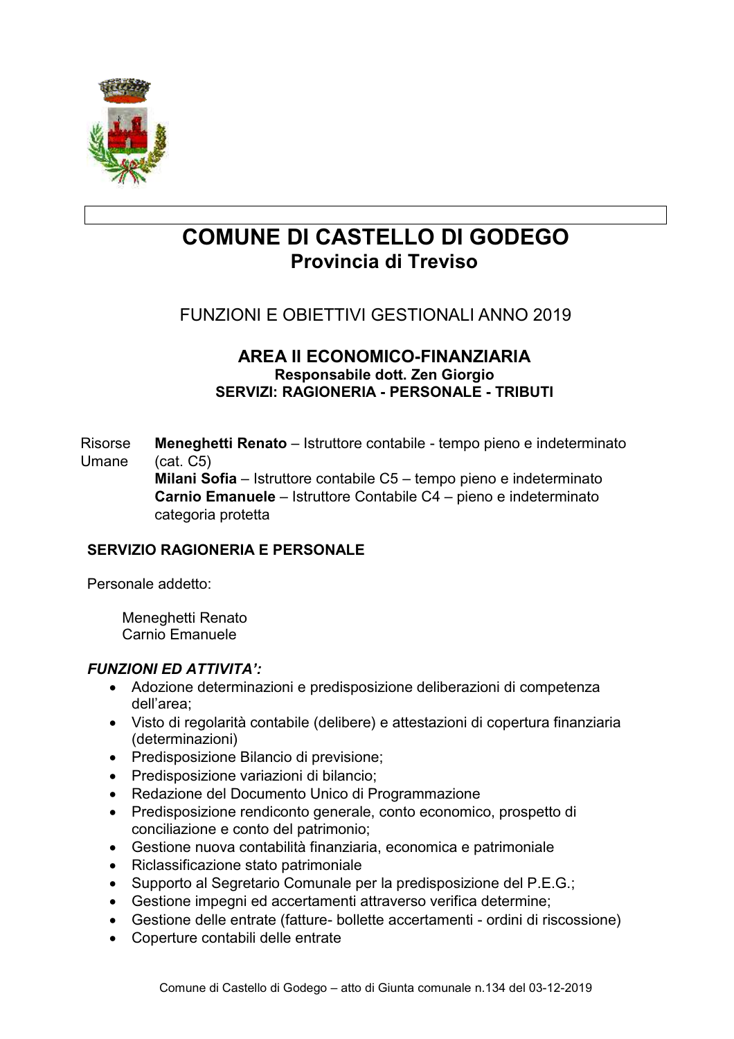# COMUNE DI CASTELLO DI GODEGO
## Provincia di Treviso

FUNZIONI E OBIETTIVI GESTIONALI ANNO 2019

### AREA II ECONOMICO-FINANZIARIA
**Responsabile dott. Zen Giorgio**
**SERVIZI: RAGIONERIA - PERSONALE - TRIBUTI**

Risorse Umane
**Meneghetti Renato** – Istruttore contabile - tempo pieno e indeterminato (cat. C5)
**Milani Sofia** – Istruttore contabile C5 – tempo pieno e indeterminato
**Carnio Emanuele** – Istruttore Contabile C4 – pieno e indeterminato categoria protetta

**SERVIZIO RAGIONERIA E PERSONALE**

Personale addetto:

Meneghetti Renato
Carnio Emanuele

***FUNZIONI ED ATTIVITA':***

- Adozione determinazioni e predisposizione deliberazioni di competenza dell'area;
- Visto di regolarità contabile (delibere) e attestazioni di copertura finanziaria (determinazioni)
- Predisposizione Bilancio di previsione;
- Predisposizione variazioni di bilancio;
- Redazione del Documento Unico di Programmazione
- Predisposizione rendiconto generale, conto economico, prospetto di conciliazione e conto del patrimonio;
- Gestione nuova contabilità finanziaria, economica e patrimoniale
- Riclassificazione stato patrimoniale
- Supporto al Segretario Comunale per la predisposizione del P.E.G.;
- Gestione impegni ed accertamenti attraverso verifica determine;
- Gestione delle entrate (fatture- bollette accertamenti - ordini di riscossione)
- Coperture contabili delle entrate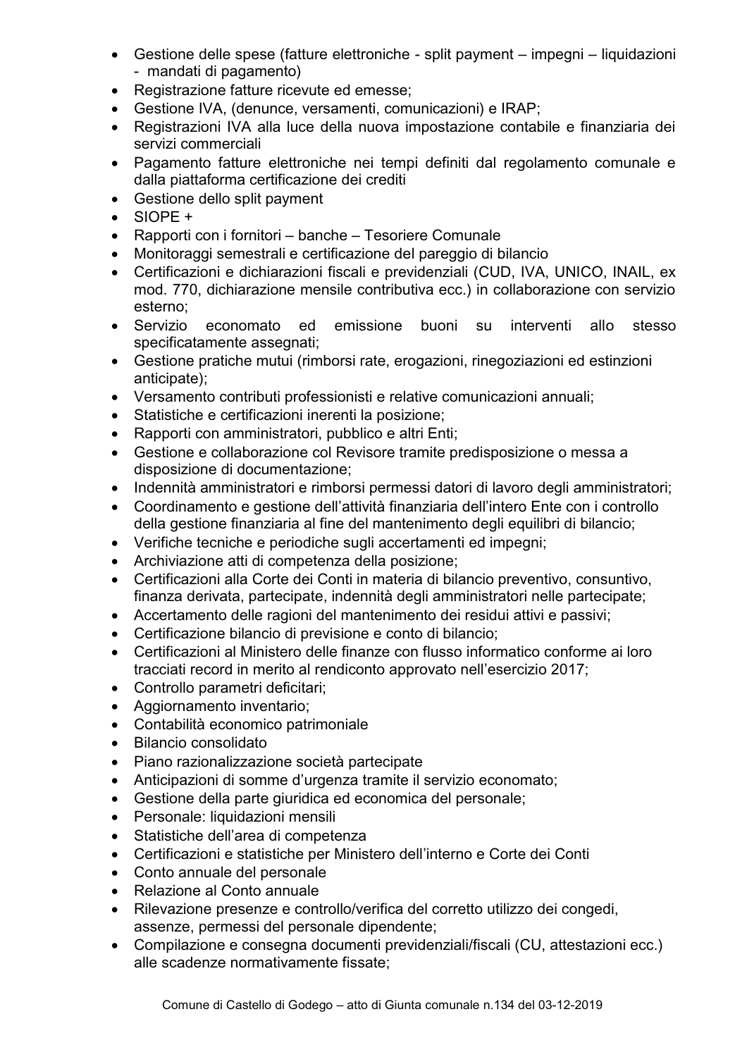- Gestione delle spese (fatture elettroniche - split payment – impegni – liquidazioni - mandati di pagamento)
- Registrazione fatture ricevute ed emesse;
- Gestione IVA, (denunce, versamenti, comunicazioni) e IRAP;
- Registrazioni IVA alla luce della nuova impostazione contabile e finanziaria dei servizi commerciali
- Pagamento fatture elettroniche nei tempi definiti dal regolamento comunale e dalla piattaforma certificazione dei crediti
- Gestione dello split payment
- SIOPE +
- Rapporti con i fornitori – banche – Tesoriere Comunale
- Monitoraggi semestrali e certificazione del pareggio di bilancio
- Certificazioni e dichiarazioni fiscali e previdenziali (CUD, IVA, UNICO, INAIL, ex mod. 770, dichiarazione mensile contributiva ecc.) in collaborazione con servizio esterno;
- Servizio economato ed emissione buoni su interventi allo stesso specificatamente assegnati;
- Gestione pratiche mutui (rimborsi rate, erogazioni, rinegoziazioni ed estinzioni anticipate);
- Versamento contributi professionisti e relative comunicazioni annuali;
- Statistiche e certificazioni inerenti la posizione;
- Rapporti con amministratori, pubblico e altri Enti;
- Gestione e collaborazione col Revisore tramite predisposizione o messa a disposizione di documentazione;
- Indennità amministratori e rimborsi permessi datori di lavoro degli amministratori;
- Coordinamento e gestione dell'attività finanziaria dell'intero Ente con i controllo della gestione finanziaria al fine del mantenimento degli equilibri di bilancio;
- Verifiche tecniche e periodiche sugli accertamenti ed impegni;
- Archiviazione atti di competenza della posizione;
- Certificazioni alla Corte dei Conti in materia di bilancio preventivo, consuntivo, finanza derivata, partecipate, indennità degli amministratori nelle partecipate;
- Accertamento delle ragioni del mantenimento dei residui attivi e passivi;
- Certificazione bilancio di previsione e conto di bilancio;
- Certificazioni al Ministero delle finanze con flusso informatico conforme ai loro tracciati record in merito al rendiconto approvato nell'esercizio 2017;
- Controllo parametri deficitari;
- Aggiornamento inventario;
- Contabilità economico patrimoniale
- Bilancio consolidato
- Piano razionalizzazione società partecipate
- Anticipazioni di somme d'urgenza tramite il servizio economato;
- Gestione della parte giuridica ed economica del personale;
- Personale: liquidazioni mensili
- Statistiche dell'area di competenza
- Certificazioni e statistiche per Ministero dell'interno e Corte dei Conti
- Conto annuale del personale
- Relazione al Conto annuale
- Rilevazione presenze e controllo/verifica del corretto utilizzo dei congedi, assenze, permessi del personale dipendente;
- Compilazione e consegna documenti previdenziali/fiscali (CU, attestazioni ecc.) alle scadenze normativamente fissate;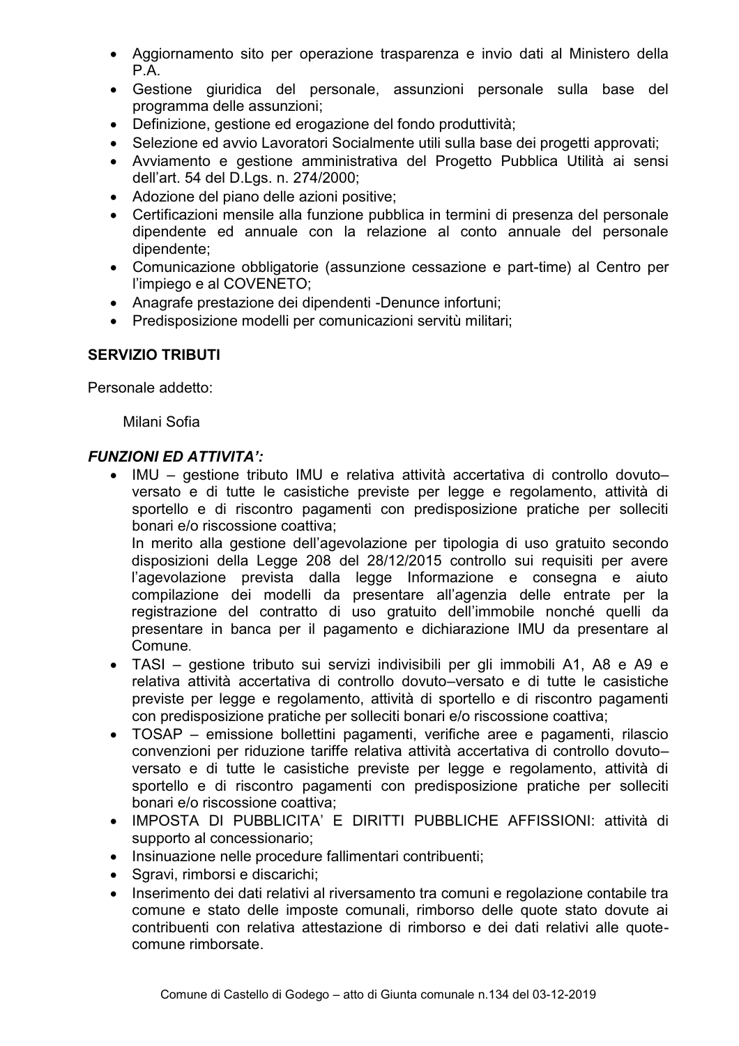- Aggiornamento sito per operazione trasparenza e invio dati al Ministero della P.A.
- Gestione giuridica del personale, assunzioni personale sulla base del programma delle assunzioni;
- Definizione, gestione ed erogazione del fondo produttività;
- Selezione ed avvio Lavoratori Socialmente utili sulla base dei progetti approvati;
- Avviamento e gestione amministrativa del Progetto Pubblica Utilità ai sensi dell'art. 54 del D.Lgs. n. 274/2000;
- Adozione del piano delle azioni positive;
- Certificazioni mensile alla funzione pubblica in termini di presenza del personale dipendente ed annuale con la relazione al conto annuale del personale dipendente;
- Comunicazione obbligatorie (assunzione cessazione e part-time) al Centro per l'impiego e al COVENETO;
- Anagrafe prestazione dei dipendenti -Denunce infortuni;
- Predisposizione modelli per comunicazioni servitù militari;

**SERVIZIO TRIBUTI**

Personale addetto:

Milani Sofia

***FUNZIONI ED ATTIVITA':***

- IMU – gestione tributo IMU e relativa attività accertativa di controllo dovuto–versato e di tutte le casistiche previste per legge e regolamento, attività di sportello e di riscontro pagamenti con predisposizione pratiche per solleciti bonari e/o riscossione coattiva;
  In merito alla gestione dell'agevolazione per tipologia di uso gratuito secondo disposizioni della Legge 208 del 28/12/2015 controllo sui requisiti per avere l'agevolazione prevista dalla legge Informazione e consegna e aiuto compilazione dei modelli da presentare all'agenzia delle entrate per la registrazione del contratto di uso gratuito dell'immobile nonché quelli da presentare in banca per il pagamento e dichiarazione IMU da presentare al Comune.
- TASI – gestione tributo sui servizi indivisibili per gli immobili A1, A8 e A9 e relativa attività accertativa di controllo dovuto–versato e di tutte le casistiche previste per legge e regolamento, attività di sportello e di riscontro pagamenti con predisposizione pratiche per solleciti bonari e/o riscossione coattiva;
- TOSAP – emissione bollettini pagamenti, verifiche aree e pagamenti, rilascio convenzioni per riduzione tariffe relativa attività accertativa di controllo dovuto–versato e di tutte le casistiche previste per legge e regolamento, attività di sportello e di riscontro pagamenti con predisposizione pratiche per solleciti bonari e/o riscossione coattiva;
- IMPOSTA DI PUBBLICITA' E DIRITTI PUBBLICHE AFFISSIONI: attività di supporto al concessionario;
- Insinuazione nelle procedure fallimentari contribuenti;
- Sgravi, rimborsi e discarichi;
- Inserimento dei dati relativi al riversamento tra comuni e regolazione contabile tra comune e stato delle imposte comunali, rimborso delle quote stato dovute ai contribuenti con relativa attestazione di rimborso e dei dati relativi alle quote-comune rimborsate.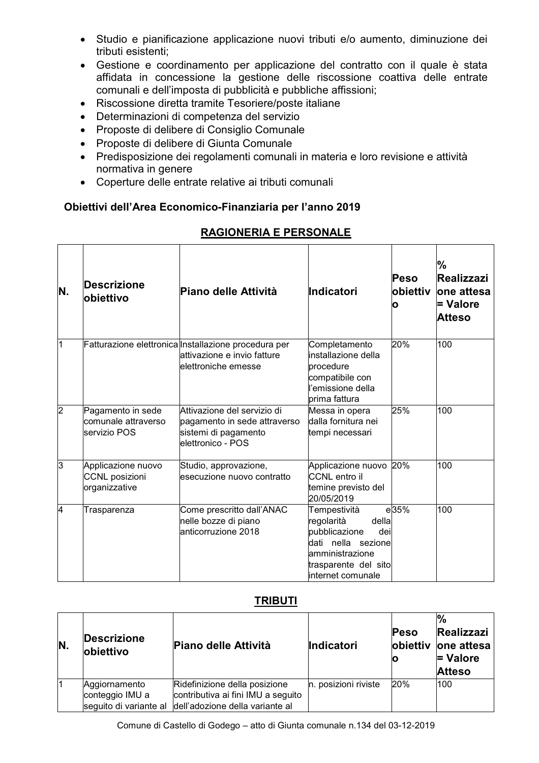- Studio e pianificazione applicazione nuovi tributi e/o aumento, diminuzione dei tributi esistenti;
- Gestione e coordinamento per applicazione del contratto con il quale è stata affidata in concessione la gestione delle riscossione coattiva delle entrate comunali e dell'imposta di pubblicità e pubbliche affissioni;
- Riscossione diretta tramite Tesoriere/poste italiane
- Determinazioni di competenza del servizio
- Proposte di delibere di Consiglio Comunale
- Proposte di delibere di Giunta Comunale
- Predisposizione dei regolamenti comunali in materia e loro revisione e attività normativa in genere
- Coperture delle entrate relative ai tributi comunali

**Obiettivi dell'Area Economico-Finanziaria per l'anno 2019**

## RAGIONERIA E PERSONALE

| N. | Descrizione obiettivo | Piano delle Attività | Indicatori | Peso obiettivo | % Realizzazione attesa = Valore Atteso |
|---|---|---|---|---|---|
| 1 | Fatturazione elettronica | Installazione procedura per attivazione e invio fatture elettroniche emesse | Completamento installazione della procedure compatibile con l'emissione della prima fattura | 20% | 100 |
| 2 | Pagamento in sede comunale attraverso servizio POS | Attivazione del servizio di pagamento in sede attraverso sistemi di pagamento elettronico - POS | Messa in opera dalla fornitura nei tempi necessari | 25% | 100 |
| 3 | Applicazione nuovo CCNL posizioni organizzative | Studio, approvazione, esecuzione nuovo contratto | Applicazione nuovo CCNL entro il temine previsto del 20/05/2019 | 20% | 100 |
| 4 | Trasparenza | Come prescritto dall'ANAC nelle bozze di piano anticorruzione 2018 | Tempestività e regolarità della pubblicazione dei dati nella sezione amministrazione trasparente del sito internet comunale | 35% | 100 |

## TRIBUTI

| N. | Descrizione obiettivo | Piano delle Attività | Indicatori | Peso obiettivo | % Realizzazione attesa = Valore Atteso |
|---|---|---|---|---|---|
| 1 | Aggiornamento conteggio IMU a seguito di variante al | Ridefinizione della posizione contributiva ai fini IMU a seguito dell'adozione della variante al | n. posizioni riviste | 20% | 100 |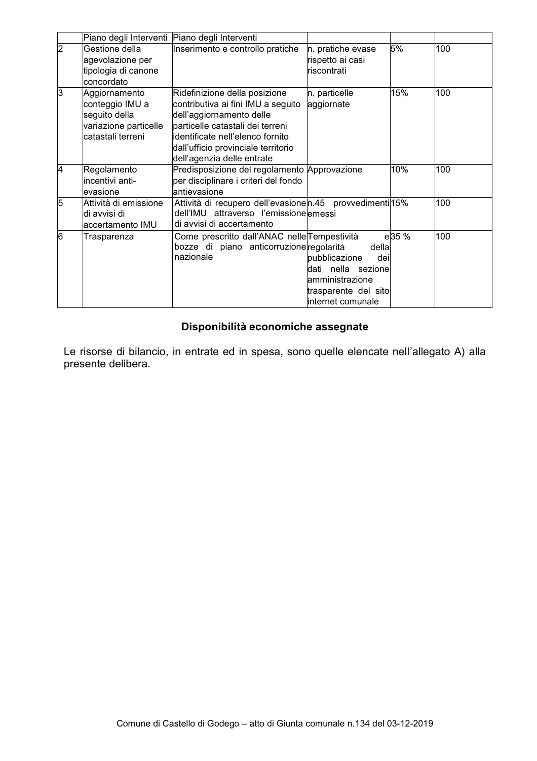| | | | | | |
|---|---|---|---|---|---|
| | Piano degli Interventi | Piano degli Interventi | | | |
| 2 | Gestione della agevolazione per tipologia di canone concordato | Inserimento e controllo pratiche | n. pratiche evase rispetto ai casi riscontrati | 5% | 100 |
| 3 | Aggiornamento conteggio IMU a seguito della variazione particelle catastali terreni | Ridefinizione della posizione contributiva ai fini IMU a seguito dell'aggiornamento delle particelle catastali dei terreni identificate nell'elenco fornito dall'ufficio provinciale territorio dell'agenzia delle entrate | n. particelle aggiornate | 15% | 100 |
| 4 | Regolamento incentivi anti-evasione | Predisposizione del regolamento per disciplinare i criteri del fondo antievasione | Approvazione | 10% | 100 |
| 5 | Attività di emissione di avvisi di accertamento IMU | Attività di recupero dell'evasione dell'IMU attraverso l'emissione di avvisi di accertamento | n.45 provvedimenti emessi | 15% | 100 |
| 6 | Trasparenza | Come prescritto dall'ANAC nelle bozze di piano anticorruzione nazionale | Tempestività e regolarità della pubblicazione dei dati nella sezione amministrazione trasparente del sito internet comunale | 35 % | 100 |

**Disponibilità economiche assegnate**

Le risorse di bilancio, in entrate ed in spesa, sono quelle elencate nell'allegato A) alla presente delibera.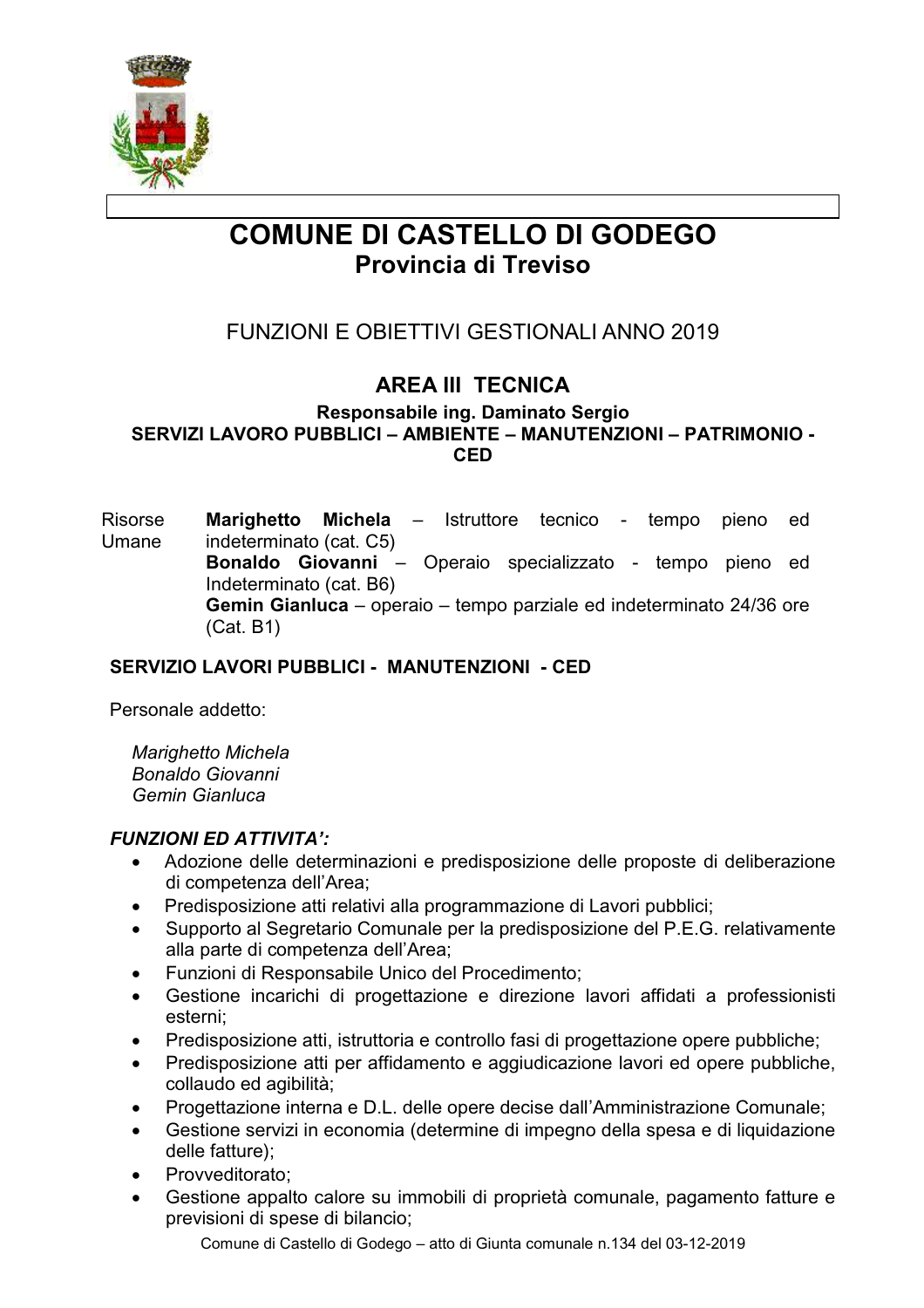# COMUNE DI CASTELLO DI GODEGO
## Provincia di Treviso

FUNZIONI E OBIETTIVI GESTIONALI ANNO 2019

### AREA III TECNICA

**Responsabile ing. Daminato Sergio**
**SERVIZI LAVORO PUBBLICI – AMBIENTE – MANUTENZIONI – PATRIMONIO - CED**

| Risorse Umane | **Marighetto Michela** – Istruttore tecnico - tempo pieno ed indeterminato (cat. C5)<br>**Bonaldo Giovanni** – Operaio specializzato - tempo pieno ed Indeterminato (cat. B6)<br>**Gemin Gianluca** – operaio – tempo parziale ed indeterminato 24/36 ore (Cat. B1) |
|---|---|

**SERVIZIO LAVORI PUBBLICI - MANUTENZIONI - CED**

Personale addetto:

*Marighetto Michela*
*Bonaldo Giovanni*
*Gemin Gianluca*

***FUNZIONI ED ATTIVITA':***

- Adozione delle determinazioni e predisposizione delle proposte di deliberazione di competenza dell'Area;
- Predisposizione atti relativi alla programmazione di Lavori pubblici;
- Supporto al Segretario Comunale per la predisposizione del P.E.G. relativamente alla parte di competenza dell'Area;
- Funzioni di Responsabile Unico del Procedimento;
- Gestione incarichi di progettazione e direzione lavori affidati a professionisti esterni;
- Predisposizione atti, istruttoria e controllo fasi di progettazione opere pubbliche;
- Predisposizione atti per affidamento e aggiudicazione lavori ed opere pubbliche, collaudo ed agibilità;
- Progettazione interna e D.L. delle opere decise dall'Amministrazione Comunale;
- Gestione servizi in economia (determine di impegno della spesa e di liquidazione delle fatture);
- Provveditorato;
- Gestione appalto calore su immobili di proprietà comunale, pagamento fatture e previsioni di spese di bilancio;

Comune di Castello di Godego – atto di Giunta comunale n.134 del 03-12-2019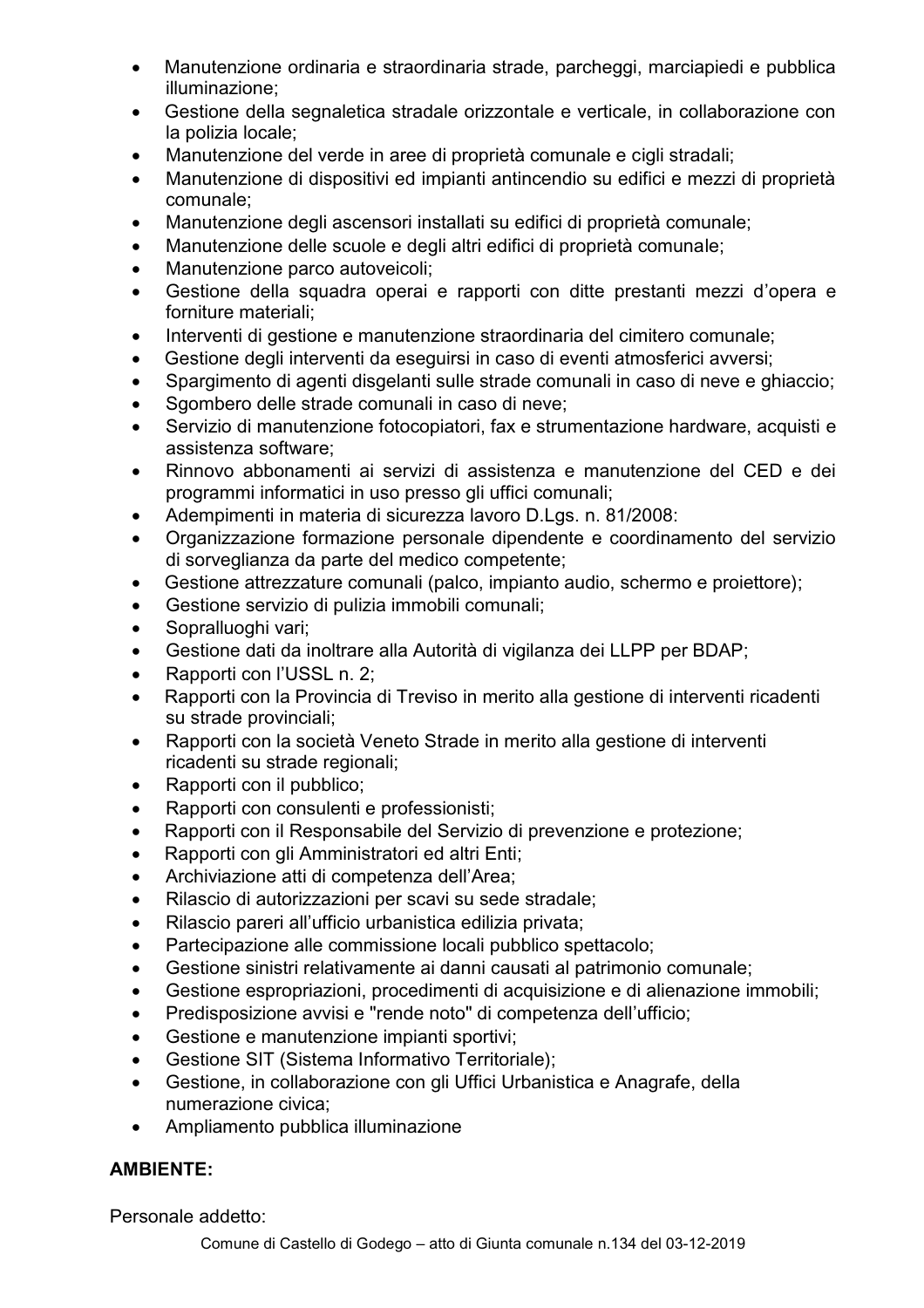- Manutenzione ordinaria e straordinaria strade, parcheggi, marciapiedi e pubblica illuminazione;
- Gestione della segnaletica stradale orizzontale e verticale, in collaborazione con la polizia locale;
- Manutenzione del verde in aree di proprietà comunale e cigli stradali;
- Manutenzione di dispositivi ed impianti antincendio su edifici e mezzi di proprietà comunale;
- Manutenzione degli ascensori installati su edifici di proprietà comunale;
- Manutenzione delle scuole e degli altri edifici di proprietà comunale;
- Manutenzione parco autoveicoli;
- Gestione della squadra operai e rapporti con ditte prestanti mezzi d'opera e forniture materiali;
- Interventi di gestione e manutenzione straordinaria del cimitero comunale;
- Gestione degli interventi da eseguirsi in caso di eventi atmosferici avversi;
- Spargimento di agenti disgelanti sulle strade comunali in caso di neve e ghiaccio;
- Sgombero delle strade comunali in caso di neve;
- Servizio di manutenzione fotocopiatori, fax e strumentazione hardware, acquisti e assistenza software;
- Rinnovo abbonamenti ai servizi di assistenza e manutenzione del CED e dei programmi informatici in uso presso gli uffici comunali;
- Adempimenti in materia di sicurezza lavoro D.Lgs. n. 81/2008:
- Organizzazione formazione personale dipendente e coordinamento del servizio di sorveglianza da parte del medico competente;
- Gestione attrezzature comunali (palco, impianto audio, schermo e proiettore);
- Gestione servizio di pulizia immobili comunali;
- Sopralluoghi vari;
- Gestione dati da inoltrare alla Autorità di vigilanza dei LLPP per BDAP;
- Rapporti con l'USSL n. 2;
- Rapporti con la Provincia di Treviso in merito alla gestione di interventi ricadenti su strade provinciali;
- Rapporti con la società Veneto Strade in merito alla gestione di interventi ricadenti su strade regionali;
- Rapporti con il pubblico;
- Rapporti con consulenti e professionisti;
- Rapporti con il Responsabile del Servizio di prevenzione e protezione;
- Rapporti con gli Amministratori ed altri Enti;
- Archiviazione atti di competenza dell'Area;
- Rilascio di autorizzazioni per scavi su sede stradale;
- Rilascio pareri all'ufficio urbanistica edilizia privata;
- Partecipazione alle commissione locali pubblico spettacolo;
- Gestione sinistri relativamente ai danni causati al patrimonio comunale;
- Gestione espropriazioni, procedimenti di acquisizione e di alienazione immobili;
- Predisposizione avvisi e "rende noto" di competenza dell'ufficio;
- Gestione e manutenzione impianti sportivi;
- Gestione SIT (Sistema Informativo Territoriale);
- Gestione, in collaborazione con gli Uffici Urbanistica e Anagrafe, della numerazione civica;
- Ampliamento pubblica illuminazione

**AMBIENTE:**

Personale addetto: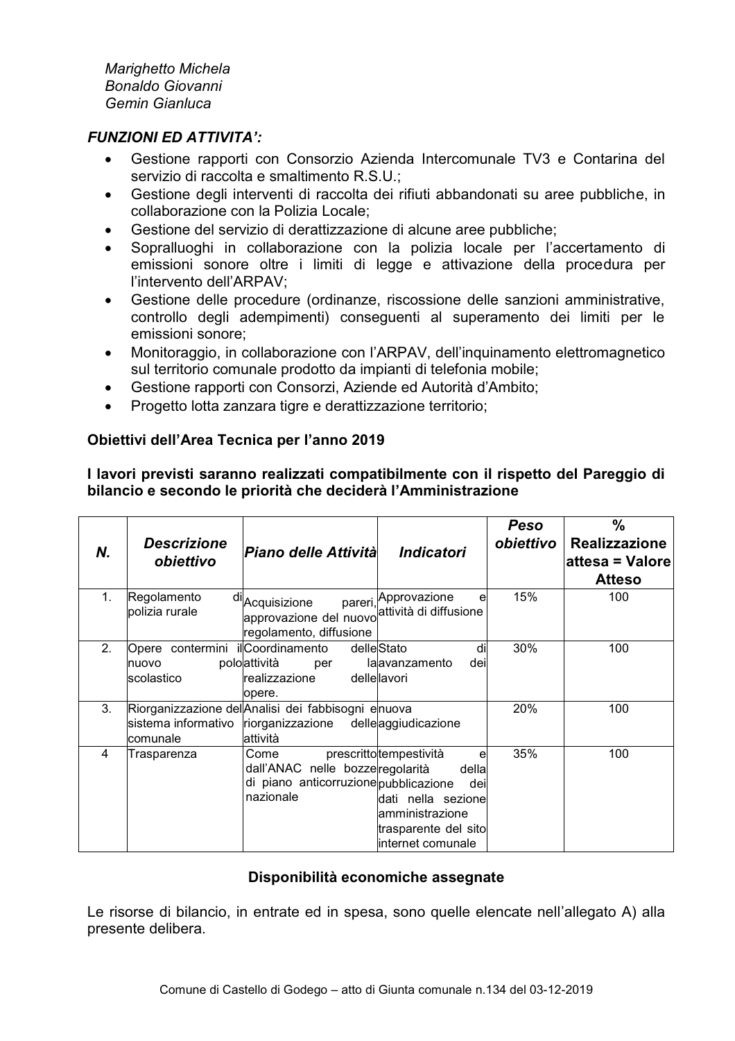*Marighetto Michela*
*Bonaldo Giovanni*
*Gemin Gianluca*

***FUNZIONI ED ATTIVITA':***

- Gestione rapporti con Consorzio Azienda Intercomunale TV3 e Contarina del servizio di raccolta e smaltimento R.S.U.;
- Gestione degli interventi di raccolta dei rifiuti abbandonati su aree pubbliche, in collaborazione con la Polizia Locale;
- Gestione del servizio di derattizzazione di alcune aree pubbliche;
- Sopralluoghi in collaborazione con la polizia locale per l'accertamento di emissioni sonore oltre i limiti di legge e attivazione della procedura per l'intervento dell'ARPAV;
- Gestione delle procedure (ordinanze, riscossione delle sanzioni amministrative, controllo degli adempimenti) conseguenti al superamento dei limiti per le emissioni sonore;
- Monitoraggio, in collaborazione con l'ARPAV, dell'inquinamento elettromagnetico sul territorio comunale prodotto da impianti di telefonia mobile;
- Gestione rapporti con Consorzi, Aziende ed Autorità d'Ambito;
- Progetto lotta zanzara tigre e derattizzazione territorio;

**Obiettivi dell'Area Tecnica per l'anno 2019**

**I lavori previsti saranno realizzati compatibilmente con il rispetto del Pareggio di bilancio e secondo le priorità che deciderà l'Amministrazione**

| *N.* | *Descrizione obiettivo* | *Piano delle Attività* | *Indicatori* | *Peso obiettivo* | **% Realizzazione attesa = Valore Atteso** |
|---|---|---|---|---|---|
| 1. | Regolamento di polizia rurale | Acquisizione pareri, approvazione del nuovo regolamento, diffusione | Approvazione e attività di diffusione | 15% | 100 |
| 2. | Opere contermini il nuovo polo scolastico | Coordinamento delle attività per la realizzazione delle opere. | Stato di avanzamento dei lavori | 30% | 100 |
| 3. | Riorganizzazione del sistema informativo comunale | Analisi dei fabbisogni e riorganizzazione delle attività | nuova aggiudicazione | 20% | 100 |
| 4 | Trasparenza | Come prescritto dall'ANAC nelle bozze di piano anticorruzione nazionale | tempestività e regolarità della pubblicazione dei dati nella sezione amministrazione trasparente del sito internet comunale | 35% | 100 |

**Disponibilità economiche assegnate**

Le risorse di bilancio, in entrate ed in spesa, sono quelle elencate nell'allegato A) alla presente delibera.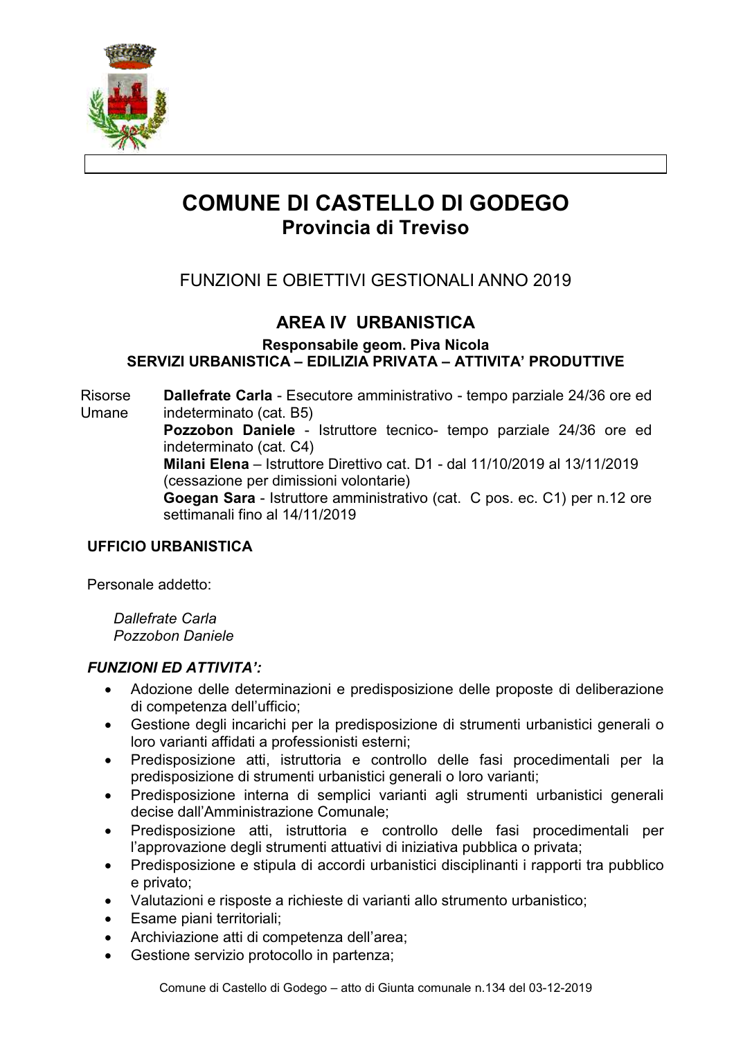# COMUNE DI CASTELLO DI GODEGO
## Provincia di Treviso

FUNZIONI E OBIETTIVI GESTIONALI ANNO 2019

## AREA IV URBANISTICA

**Responsabile geom. Piva Nicola**
**SERVIZI URBANISTICA – EDILIZIA PRIVATA – ATTIVITA' PRODUTTIVE**

Risorse Umane

**Dallefrate Carla** - Esecutore amministrativo - tempo parziale 24/36 ore ed indeterminato (cat. B5)
**Pozzobon Daniele** - Istruttore tecnico- tempo parziale 24/36 ore ed indeterminato (cat. C4)
**Milani Elena** – Istruttore Direttivo cat. D1 - dal 11/10/2019 al 13/11/2019 (cessazione per dimissioni volontarie)
**Goegan Sara** - Istruttore amministrativo (cat. C pos. ec. C1) per n.12 ore settimanali fino al 14/11/2019

**UFFICIO URBANISTICA**

Personale addetto:

*Dallefrate Carla*
*Pozzobon Daniele*

***FUNZIONI ED ATTIVITA':***

- Adozione delle determinazioni e predisposizione delle proposte di deliberazione di competenza dell'ufficio;
- Gestione degli incarichi per la predisposizione di strumenti urbanistici generali o loro varianti affidati a professionisti esterni;
- Predisposizione atti, istruttoria e controllo delle fasi procedimentali per la predisposizione di strumenti urbanistici generali o loro varianti;
- Predisposizione interna di semplici varianti agli strumenti urbanistici generali decise dall'Amministrazione Comunale;
- Predisposizione atti, istruttoria e controllo delle fasi procedimentali per l'approvazione degli strumenti attuativi di iniziativa pubblica o privata;
- Predisposizione e stipula di accordi urbanistici disciplinanti i rapporti tra pubblico e privato;
- Valutazioni e risposte a richieste di varianti allo strumento urbanistico;
- Esame piani territoriali;
- Archiviazione atti di competenza dell'area;
- Gestione servizio protocollo in partenza;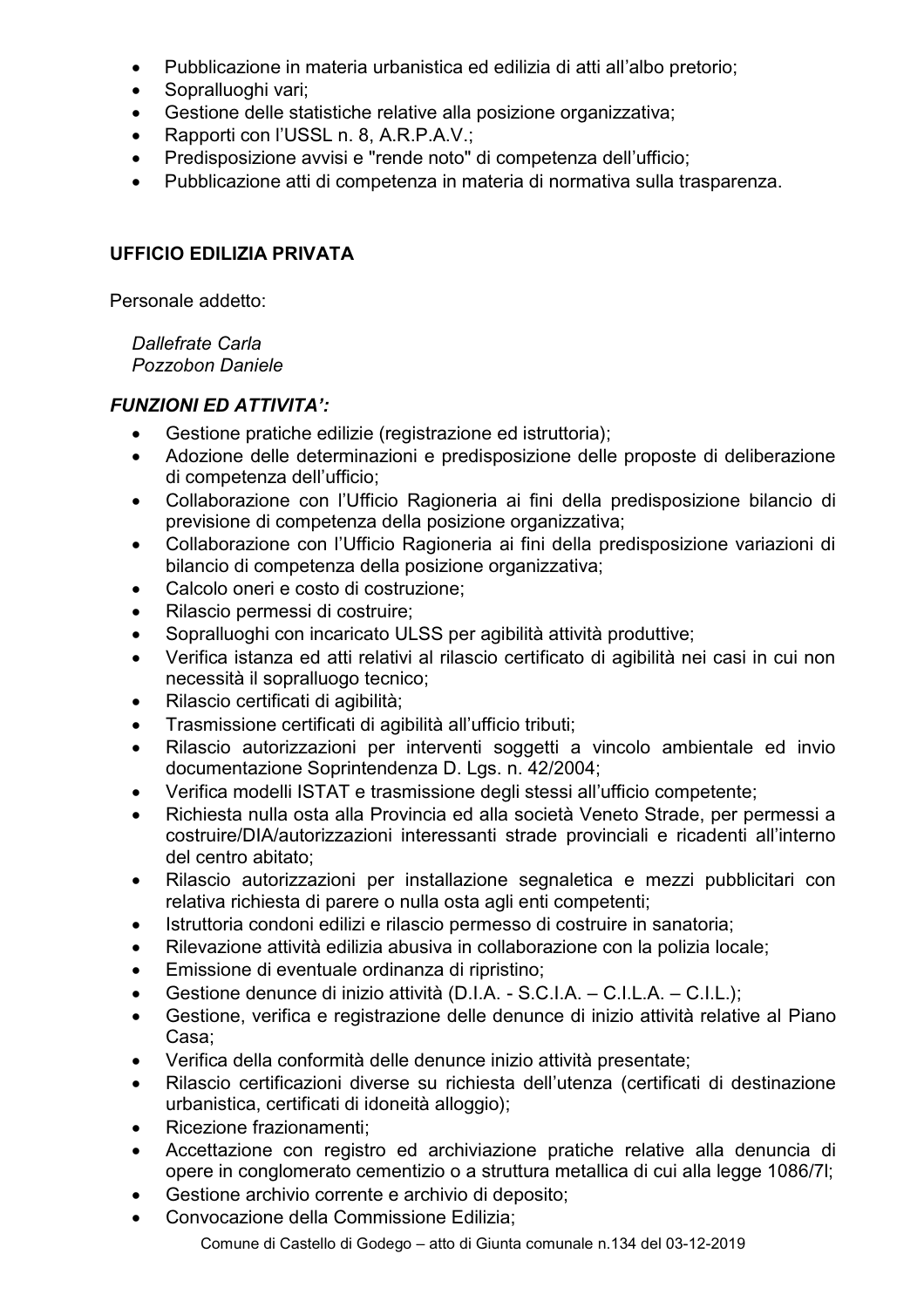- Pubblicazione in materia urbanistica ed edilizia di atti all'albo pretorio;
- Sopralluoghi vari;
- Gestione delle statistiche relative alla posizione organizzativa;
- Rapporti con l'USSL n. 8, A.R.P.A.V.;
- Predisposizione avvisi e "rende noto" di competenza dell'ufficio;
- Pubblicazione atti di competenza in materia di normativa sulla trasparenza.

**UFFICIO EDILIZIA PRIVATA**

Personale addetto:

*Dallefrate Carla*
*Pozzobon Daniele*

***FUNZIONI ED ATTIVITA':***

- Gestione pratiche edilizie (registrazione ed istruttoria);
- Adozione delle determinazioni e predisposizione delle proposte di deliberazione di competenza dell'ufficio;
- Collaborazione con l'Ufficio Ragioneria ai fini della predisposizione bilancio di previsione di competenza della posizione organizzativa;
- Collaborazione con l'Ufficio Ragioneria ai fini della predisposizione variazioni di bilancio di competenza della posizione organizzativa;
- Calcolo oneri e costo di costruzione;
- Rilascio permessi di costruire;
- Sopralluoghi con incaricato ULSS per agibilità attività produttive;
- Verifica istanza ed atti relativi al rilascio certificato di agibilità nei casi in cui non necessità il sopralluogo tecnico;
- Rilascio certificati di agibilità;
- Trasmissione certificati di agibilità all'ufficio tributi;
- Rilascio autorizzazioni per interventi soggetti a vincolo ambientale ed invio documentazione Soprintendenza D. Lgs. n. 42/2004;
- Verifica modelli ISTAT e trasmissione degli stessi all'ufficio competente;
- Richiesta nulla osta alla Provincia ed alla società Veneto Strade, per permessi a costruire/DIA/autorizzazioni interessanti strade provinciali e ricadenti all'interno del centro abitato;
- Rilascio autorizzazioni per installazione segnaletica e mezzi pubblicitari con relativa richiesta di parere o nulla osta agli enti competenti;
- Istruttoria condoni edilizi e rilascio permesso di costruire in sanatoria;
- Rilevazione attività edilizia abusiva in collaborazione con la polizia locale;
- Emissione di eventuale ordinanza di ripristino;
- Gestione denunce di inizio attività (D.I.A. - S.C.I.A. – C.I.L.A. – C.I.L.);
- Gestione, verifica e registrazione delle denunce di inizio attività relative al Piano Casa;
- Verifica della conformità delle denunce inizio attività presentate;
- Rilascio certificazioni diverse su richiesta dell'utenza (certificati di destinazione urbanistica, certificati di idoneità alloggio);
- Ricezione frazionamenti;
- Accettazione con registro ed archiviazione pratiche relative alla denuncia di opere in conglomerato cementizio o a struttura metallica di cui alla legge 1086/7l;
- Gestione archivio corrente e archivio di deposito;
- Convocazione della Commissione Edilizia;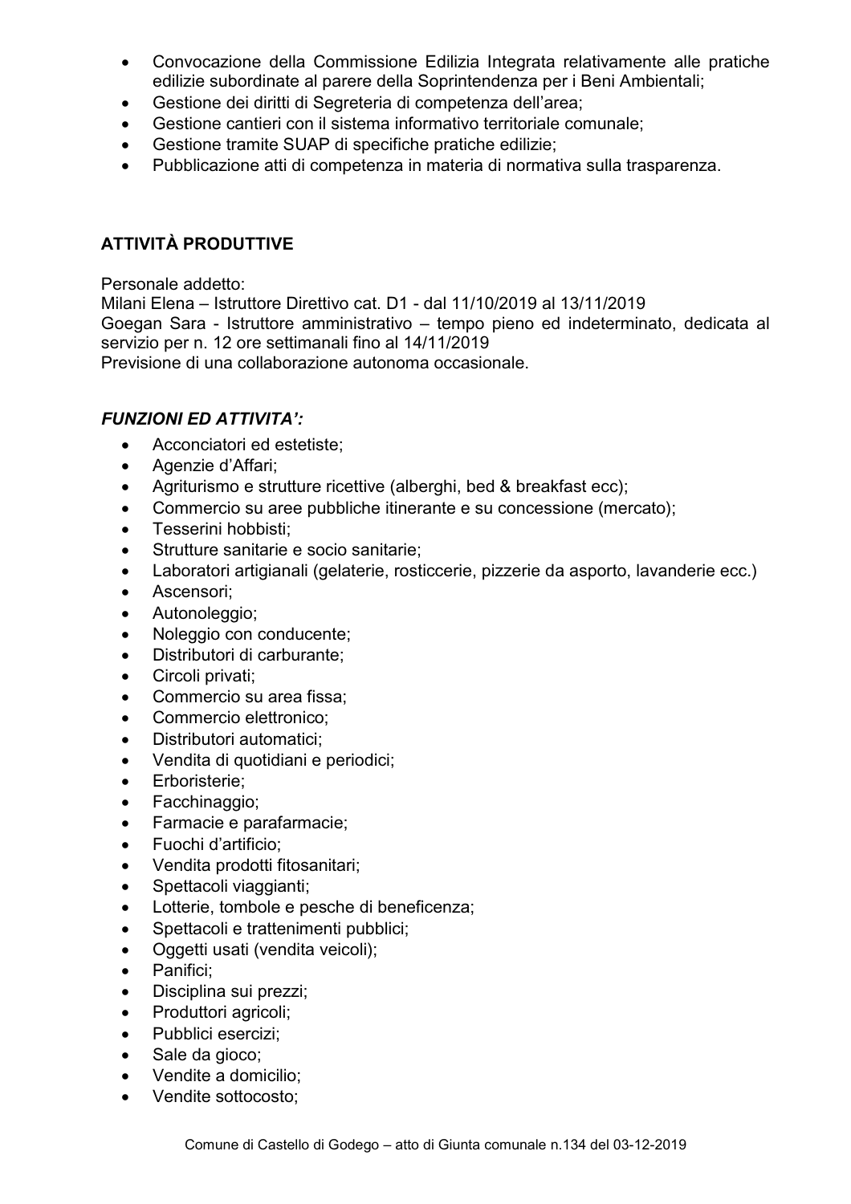- Convocazione della Commissione Edilizia Integrata relativamente alle pratiche edilizie subordinate al parere della Soprintendenza per i Beni Ambientali;
- Gestione dei diritti di Segreteria di competenza dell'area;
- Gestione cantieri con il sistema informativo territoriale comunale;
- Gestione tramite SUAP di specifiche pratiche edilizie;
- Pubblicazione atti di competenza in materia di normativa sulla trasparenza.

**ATTIVITÀ PRODUTTIVE**

Personale addetto:
Milani Elena – Istruttore Direttivo cat. D1 - dal 11/10/2019 al 13/11/2019
Goegan Sara - Istruttore amministrativo – tempo pieno ed indeterminato, dedicata al servizio per n. 12 ore settimanali fino al 14/11/2019
Previsione di una collaborazione autonoma occasionale.

***FUNZIONI ED ATTIVITA':***

- Acconciatori ed estetiste;
- Agenzie d'Affari;
- Agriturismo e strutture ricettive (alberghi, bed & breakfast ecc);
- Commercio su aree pubbliche itinerante e su concessione (mercato);
- Tesserini hobbisti;
- Strutture sanitarie e socio sanitarie;
- Laboratori artigianali (gelaterie, rosticcerie, pizzerie da asporto, lavanderie ecc.)
- Ascensori;
- Autonoleggio;
- Noleggio con conducente;
- Distributori di carburante;
- Circoli privati;
- Commercio su area fissa;
- Commercio elettronico;
- Distributori automatici;
- Vendita di quotidiani e periodici;
- Erboristerie;
- Facchinaggio;
- Farmacie e parafarmacie;
- Fuochi d'artificio;
- Vendita prodotti fitosanitari;
- Spettacoli viaggianti;
- Lotterie, tombole e pesche di beneficenza;
- Spettacoli e trattenimenti pubblici;
- Oggetti usati (vendita veicoli);
- Panifici;
- Disciplina sui prezzi;
- Produttori agricoli;
- Pubblici esercizi;
- Sale da gioco;
- Vendite a domicilio;
- Vendite sottocosto;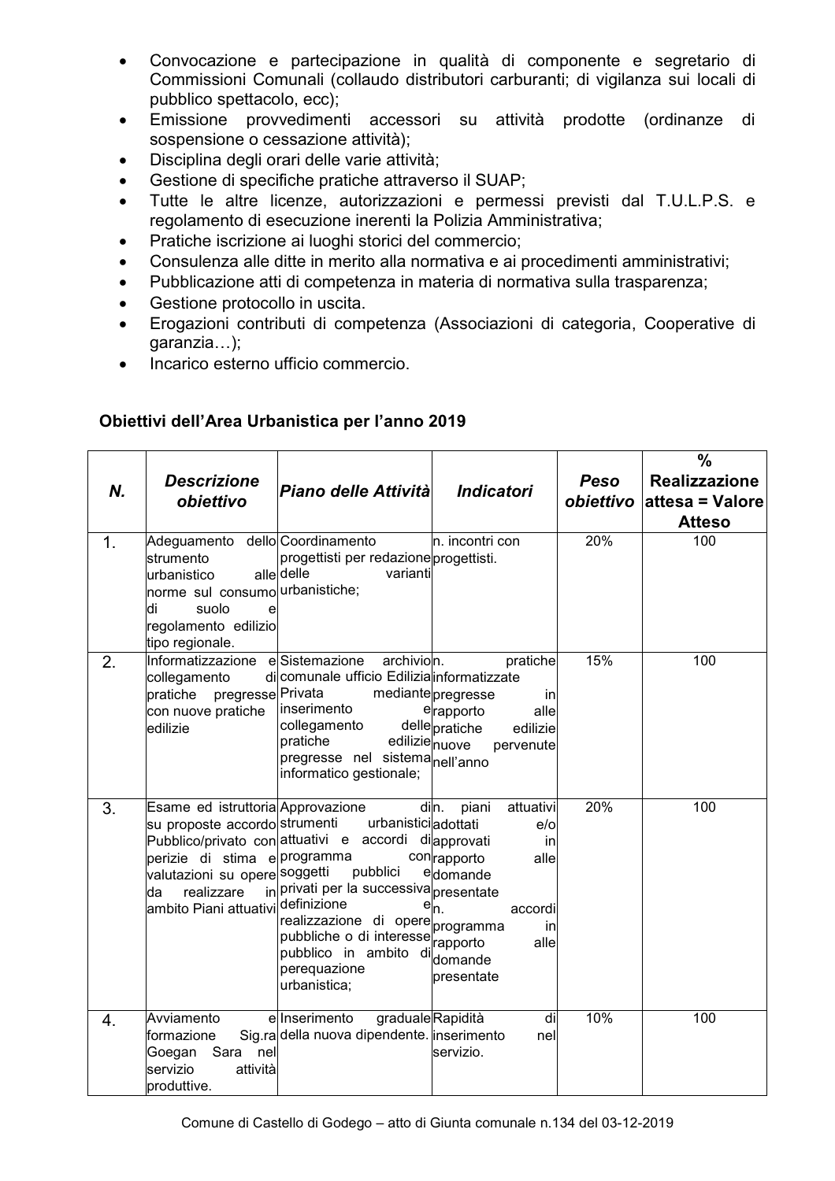- Convocazione e partecipazione in qualità di componente e segretario di Commissioni Comunali (collaudo distributori carburanti; di vigilanza sui locali di pubblico spettacolo, ecc);
- Emissione provvedimenti accessori su attività prodotte (ordinanze di sospensione o cessazione attività);
- Disciplina degli orari delle varie attività;
- Gestione di specifiche pratiche attraverso il SUAP;
- Tutte le altre licenze, autorizzazioni e permessi previsti dal T.U.L.P.S. e regolamento di esecuzione inerenti la Polizia Amministrativa;
- Pratiche iscrizione ai luoghi storici del commercio;
- Consulenza alle ditte in merito alla normativa e ai procedimenti amministrativi;
- Pubblicazione atti di competenza in materia di normativa sulla trasparenza;
- Gestione protocollo in uscita.
- Erogazioni contributi di competenza (Associazioni di categoria, Cooperative di garanzia…);
- Incarico esterno ufficio commercio.

**Obiettivi dell'Area Urbanistica per l'anno 2019**

| *N.* | *Descrizione obiettivo* | *Piano delle Attività* | *Indicatori* | *Peso obiettivo* | **% Realizzazione attesa = Valore Atteso** |
|---|---|---|---|---|---|
| 1. | Adeguamento dello strumento urbanistico alle norme sul consumo di suolo e regolamento edilizio tipo regionale. | Coordinamento progettisti per redazione delle varianti urbanistiche; | n. incontri con progettisti. | 20% | 100 |
| 2. | Informatizzazione e collegamento di pratiche pregresse con nuove pratiche edilizie | Sistemazione archivio comunale ufficio Edilizia Privata mediante inserimento e collegamento delle pratiche edilizie pregresse nel sistema informatico gestionale; | n. pratiche informatizzate pregresse in rapporto alle pratiche edilizie nuove pervenute nell'anno | 15% | 100 |
| 3. | Esame ed istruttoria su proposte accordo Pubblico/privato con perizie di stima e valutazioni su opere da realizzare in ambito Piani attuativi | Approvazione di strumenti urbanistici attuativi e accordi di programma con soggetti pubblici e privati per la successiva definizione e realizzazione di opere pubbliche o di interesse pubblico in ambito di perequazione urbanistica; | n. piani attuativi adottati e/o approvati in rapporto alle domande presentate<br>n. accordi programma in rapporto alle domande presentate | 20% | 100 |
| 4. | Avviamento e formazione Sig.ra Goegan Sara nel servizio attività produttive. | Inserimento graduale della nuova dipendente. | Rapidità di inserimento nel servizio. | 10% | 100 |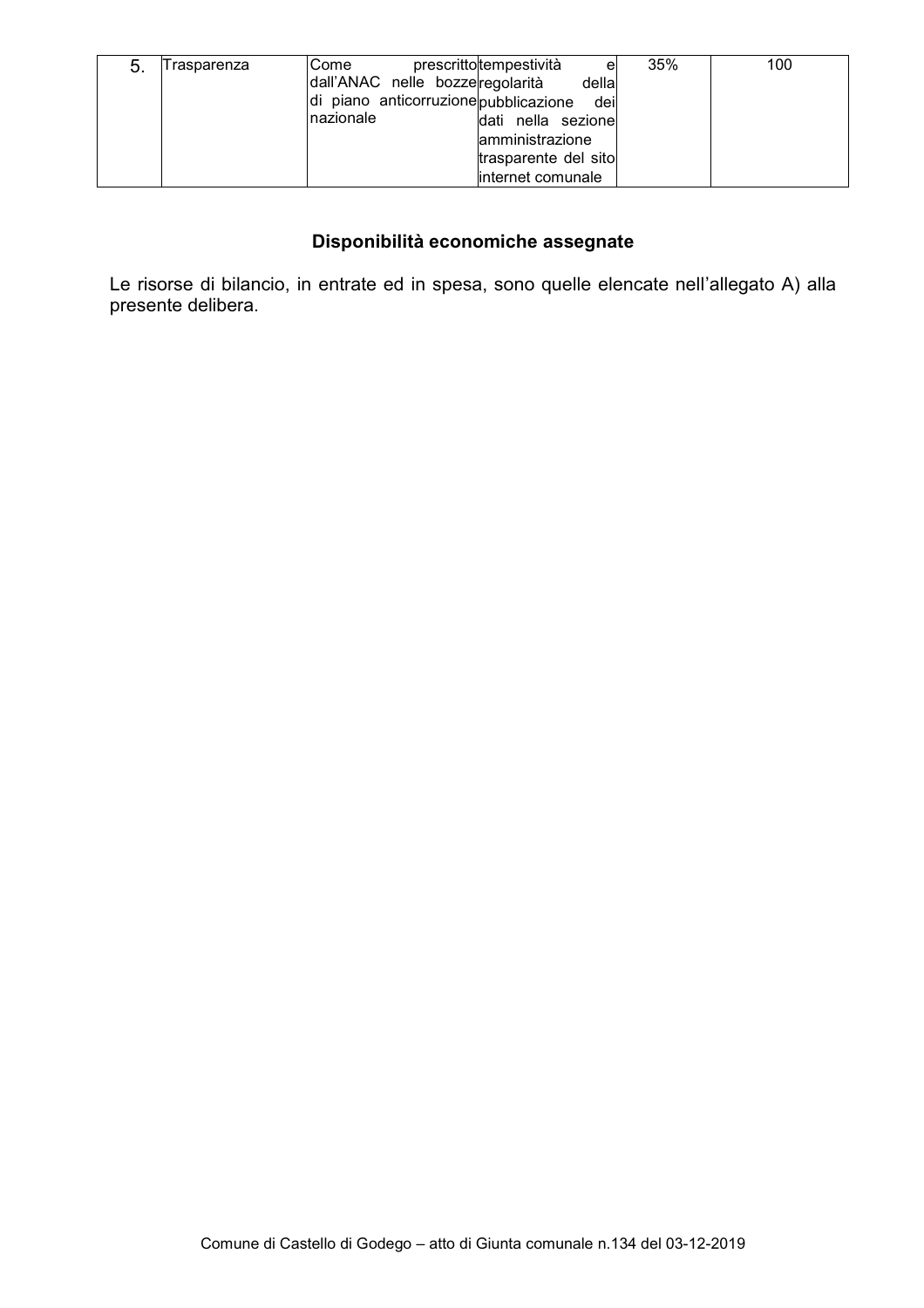| 5. | Trasparenza | Come prescritto dall'ANAC nelle bozze di piano anticorruzione nazionale | tempestività e regolarità della pubblicazione dei dati nella sezione amministrazione trasparente del sito internet comunale | 35% | 100 |
|---|---|---|---|---|---|

### Disponibilità economiche assegnate

Le risorse di bilancio, in entrate ed in spesa, sono quelle elencate nell'allegato A) alla presente delibera.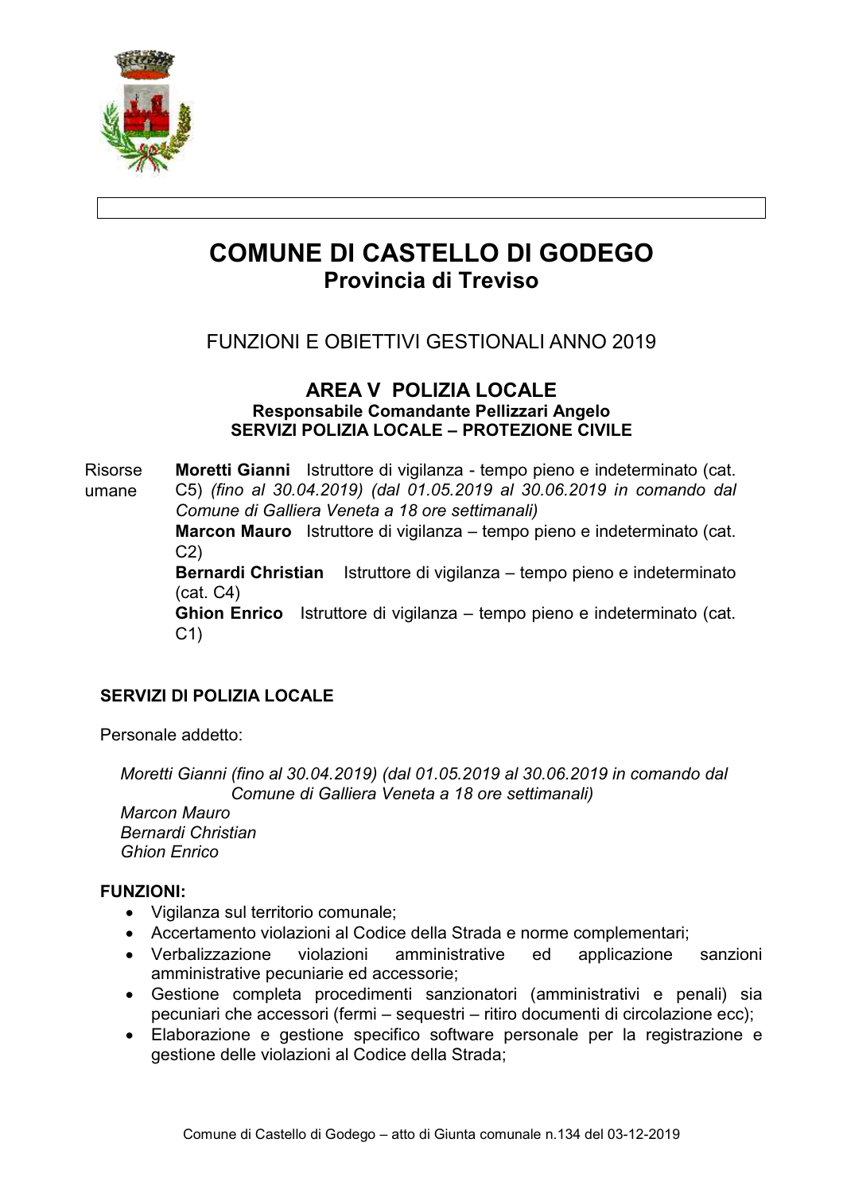# COMUNE DI CASTELLO DI GODEGO
## Provincia di Treviso

FUNZIONI E OBIETTIVI GESTIONALI ANNO 2019

### AREA V POLIZIA LOCALE
**Responsabile Comandante Pellizzari Angelo**
**SERVIZI POLIZIA LOCALE – PROTEZIONE CIVILE**

| Risorse umane | **Moretti Gianni** Istruttore di vigilanza - tempo pieno e indeterminato (cat. C5) *(fino al 30.04.2019) (dal 01.05.2019 al 30.06.2019 in comando dal Comune di Galliera Veneta a 18 ore settimanali)*<br>**Marcon Mauro** Istruttore di vigilanza – tempo pieno e indeterminato (cat. C2)<br>**Bernardi Christian** Istruttore di vigilanza – tempo pieno e indeterminato (cat. C4)<br>**Ghion Enrico** Istruttore di vigilanza – tempo pieno e indeterminato (cat. C1) |
|---|---|

**SERVIZI DI POLIZIA LOCALE**

Personale addetto:

*Moretti Gianni (fino al 30.04.2019) (dal 01.05.2019 al 30.06.2019 in comando dal Comune di Galliera Veneta a 18 ore settimanali)*
*Marcon Mauro*
*Bernardi Christian*
*Ghion Enrico*

**FUNZIONI:**

- Vigilanza sul territorio comunale;
- Accertamento violazioni al Codice della Strada e norme complementari;
- Verbalizzazione violazioni amministrative ed applicazione sanzioni amministrative pecuniarie ed accessorie;
- Gestione completa procedimenti sanzionatori (amministrativi e penali) sia pecuniari che accessori (fermi – sequestri – ritiro documenti di circolazione ecc);
- Elaborazione e gestione specifico software personale per la registrazione e gestione delle violazioni al Codice della Strada;

Comune di Castello di Godego – atto di Giunta comunale n.134 del 03-12-2019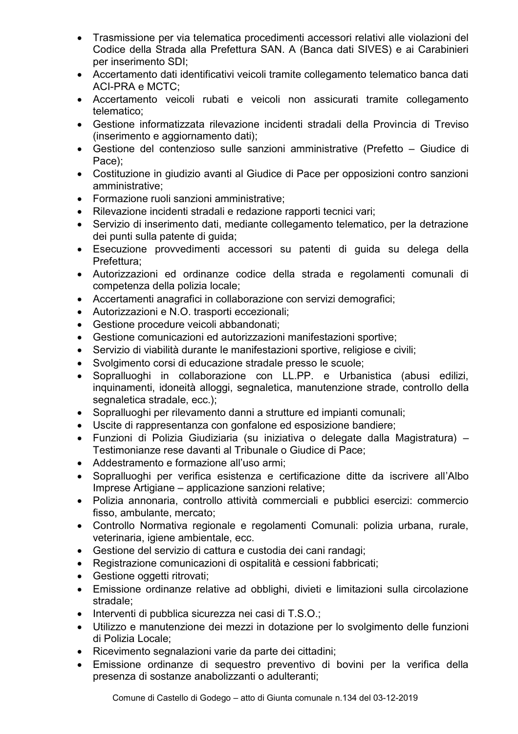- Trasmissione per via telematica procedimenti accessori relativi alle violazioni del Codice della Strada alla Prefettura SAN. A (Banca dati SIVES) e ai Carabinieri per inserimento SDI;
- Accertamento dati identificativi veicoli tramite collegamento telematico banca dati ACI-PRA e MCTC;
- Accertamento veicoli rubati e veicoli non assicurati tramite collegamento telematico;
- Gestione informatizzata rilevazione incidenti stradali della Provincia di Treviso (inserimento e aggiornamento dati);
- Gestione del contenzioso sulle sanzioni amministrative (Prefetto – Giudice di Pace);
- Costituzione in giudizio avanti al Giudice di Pace per opposizioni contro sanzioni amministrative;
- Formazione ruoli sanzioni amministrative;
- Rilevazione incidenti stradali e redazione rapporti tecnici vari;
- Servizio di inserimento dati, mediante collegamento telematico, per la detrazione dei punti sulla patente di guida;
- Esecuzione provvedimenti accessori su patenti di guida su delega della Prefettura;
- Autorizzazioni ed ordinanze codice della strada e regolamenti comunali di competenza della polizia locale;
- Accertamenti anagrafici in collaborazione con servizi demografici;
- Autorizzazioni e N.O. trasporti eccezionali;
- Gestione procedure veicoli abbandonati;
- Gestione comunicazioni ed autorizzazioni manifestazioni sportive;
- Servizio di viabilità durante le manifestazioni sportive, religiose e civili;
- Svolgimento corsi di educazione stradale presso le scuole;
- Sopralluoghi in collaborazione con LL.PP. e Urbanistica (abusi edilizi, inquinamenti, idoneità alloggi, segnaletica, manutenzione strade, controllo della segnaletica stradale, ecc.);
- Sopralluoghi per rilevamento danni a strutture ed impianti comunali;
- Uscite di rappresentanza con gonfalone ed esposizione bandiere;
- Funzioni di Polizia Giudiziaria (su iniziativa o delegate dalla Magistratura) – Testimonianze rese davanti al Tribunale o Giudice di Pace;
- Addestramento e formazione all'uso armi;
- Sopralluoghi per verifica esistenza e certificazione ditte da iscrivere all'Albo Imprese Artigiane – applicazione sanzioni relative;
- Polizia annonaria, controllo attività commerciali e pubblici esercizi: commercio fisso, ambulante, mercato;
- Controllo Normativa regionale e regolamenti Comunali: polizia urbana, rurale, veterinaria, igiene ambientale, ecc.
- Gestione del servizio di cattura e custodia dei cani randagi;
- Registrazione comunicazioni di ospitalità e cessioni fabbricati;
- Gestione oggetti ritrovati;
- Emissione ordinanze relative ad obblighi, divieti e limitazioni sulla circolazione stradale;
- Interventi di pubblica sicurezza nei casi di T.S.O.;
- Utilizzo e manutenzione dei mezzi in dotazione per lo svolgimento delle funzioni di Polizia Locale;
- Ricevimento segnalazioni varie da parte dei cittadini;
- Emissione ordinanze di sequestro preventivo di bovini per la verifica della presenza di sostanze anabolizzanti o adulteranti;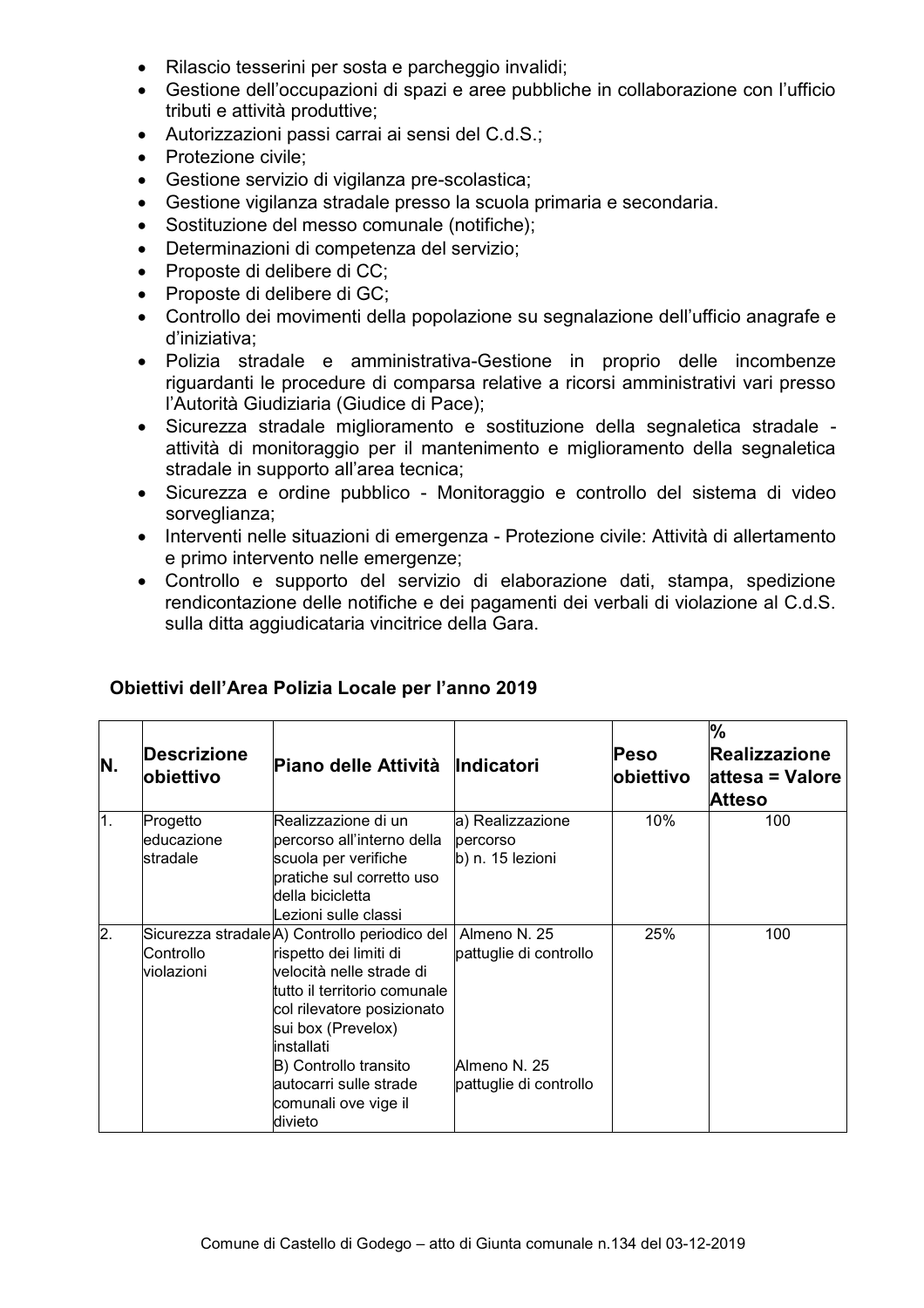- Rilascio tesserini per sosta e parcheggio invalidi;
- Gestione dell'occupazioni di spazi e aree pubbliche in collaborazione con l'ufficio tributi e attività produttive;
- Autorizzazioni passi carrai ai sensi del C.d.S.;
- Protezione civile;
- Gestione servizio di vigilanza pre-scolastica;
- Gestione vigilanza stradale presso la scuola primaria e secondaria.
- Sostituzione del messo comunale (notifiche);
- Determinazioni di competenza del servizio;
- Proposte di delibere di CC;
- Proposte di delibere di GC;
- Controllo dei movimenti della popolazione su segnalazione dell'ufficio anagrafe e d'iniziativa;
- Polizia stradale e amministrativa-Gestione in proprio delle incombenze riguardanti le procedure di comparsa relative a ricorsi amministrativi vari presso l'Autorità Giudiziaria (Giudice di Pace);
- Sicurezza stradale miglioramento e sostituzione della segnaletica stradale - attività di monitoraggio per il mantenimento e miglioramento della segnaletica stradale in supporto all'area tecnica;
- Sicurezza e ordine pubblico - Monitoraggio e controllo del sistema di video sorveglianza;
- Interventi nelle situazioni di emergenza - Protezione civile: Attività di allertamento e primo intervento nelle emergenze;
- Controllo e supporto del servizio di elaborazione dati, stampa, spedizione rendicontazione delle notifiche e dei pagamenti dei verbali di violazione al C.d.S. sulla ditta aggiudicataria vincitrice della Gara.

**Obiettivi dell'Area Polizia Locale per l'anno 2019**

| N. | Descrizione obiettivo | Piano delle Attività | Indicatori | Peso obiettivo | % Realizzazione attesa = Valore Atteso |
|---|---|---|---|---|---|
| 1. | Progetto educazione stradale | Realizzazione di un percorso all'interno della scuola per verifiche pratiche sul corretto uso della bicicletta<br>Lezioni sulle classi | a) Realizzazione percorso<br>b) n. 15 lezioni | 10% | 100 |
| 2. | Sicurezza stradale Controllo violazioni | A) Controllo periodico del rispetto dei limiti di velocità nelle strade di tutto il territorio comunale col rilevatore posizionato sui box (Prevelox) installati<br>B) Controllo transito autocarri sulle strade comunali ove vige il divieto | Almeno N. 25 pattuglie di controllo<br><br>Almeno N. 25 pattuglie di controllo | 25% | 100 |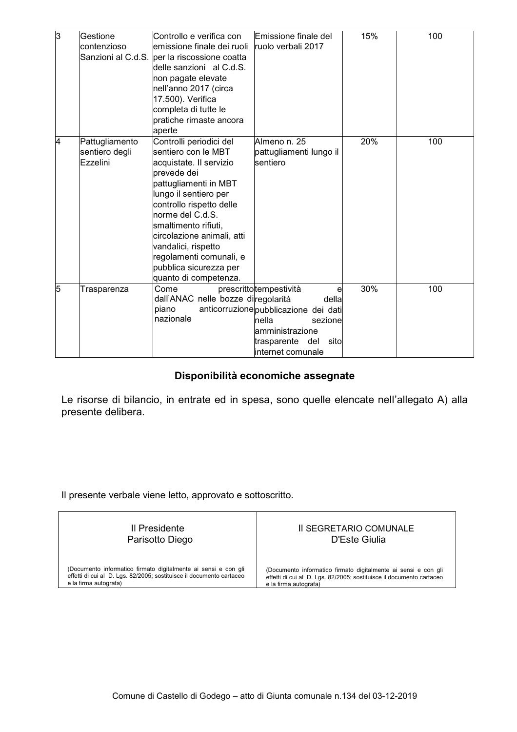| | | | | | |
|---|---|---|---|---|---|
| 3 | Gestione contenzioso Sanzioni al C.d.S. | Controllo e verifica con emissione finale dei ruoli per la riscossione coatta delle sanzioni al C.d.S. non pagate elevate nell'anno 2017 (circa 17.500). Verifica completa di tutte le pratiche rimaste ancora aperte | Emissione finale del ruolo verbali 2017 | 15% | 100 |
| 4 | Pattugliamento sentiero degli Ezzelini | Controlli periodici del sentiero con le MBT acquistate. Il servizio prevede dei pattugliamenti in MBT lungo il sentiero per controllo rispetto delle norme del C.d.S. smaltimento rifiuti, circolazione animali, atti vandalici, rispetto regolamenti comunali, e pubblica sicurezza per quanto di competenza. | Almeno n. 25 pattugliamenti lungo il sentiero | 20% | 100 |
| 5 | Trasparenza | Come prescritto dall'ANAC nelle bozze di piano anticorruzione nazionale | tempestività e regolarità della pubblicazione dei dati nella sezione amministrazione trasparente del sito internet comunale | 30% | 100 |

## Disponibilità economiche assegnate

Le risorse di bilancio, in entrate ed in spesa, sono quelle elencate nell'allegato A) alla presente delibera.

Il presente verbale viene letto, approvato e sottoscritto.

| | |
|---|---|
| Il Presidente<br>Parisotto Diego<br><br>(Documento informatico firmato digitalmente ai sensi e con gli effetti di cui al D. Lgs. 82/2005; sostituisce il documento cartaceo e la firma autografa) | Il SEGRETARIO COMUNALE<br>D'Este Giulia<br><br>(Documento informatico firmato digitalmente ai sensi e con gli effetti di cui al D. Lgs. 82/2005; sostituisce il documento cartaceo e la firma autografa) |